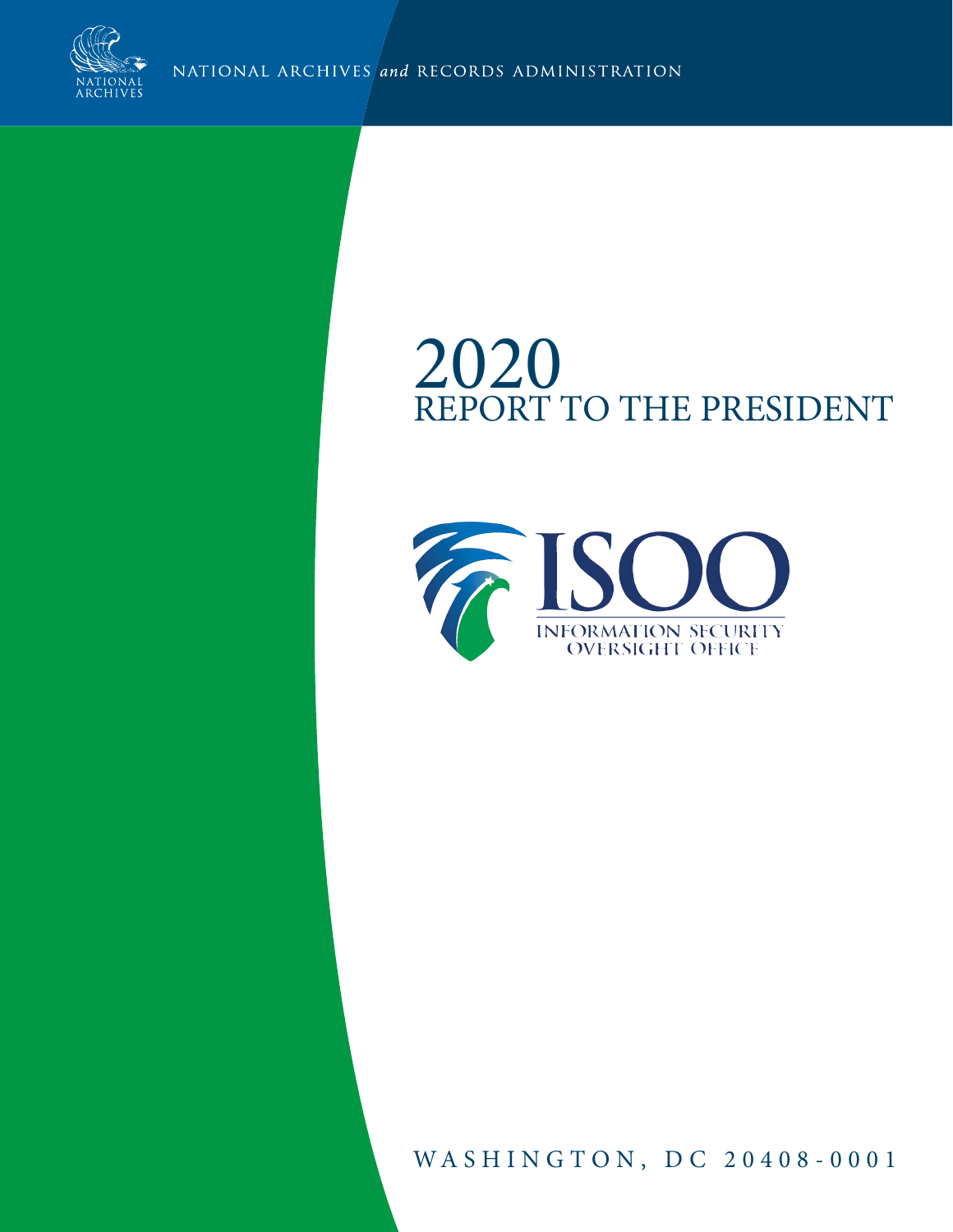NATIONAL ARCHIVES *and* RECORDS ADMINISTRATION

# 2020
# REPORT TO THE PRESIDENT

ISOO

INFORMATION SECURITY OVERSIGHT OFFICE

WASHINGTON, DC 20408-0001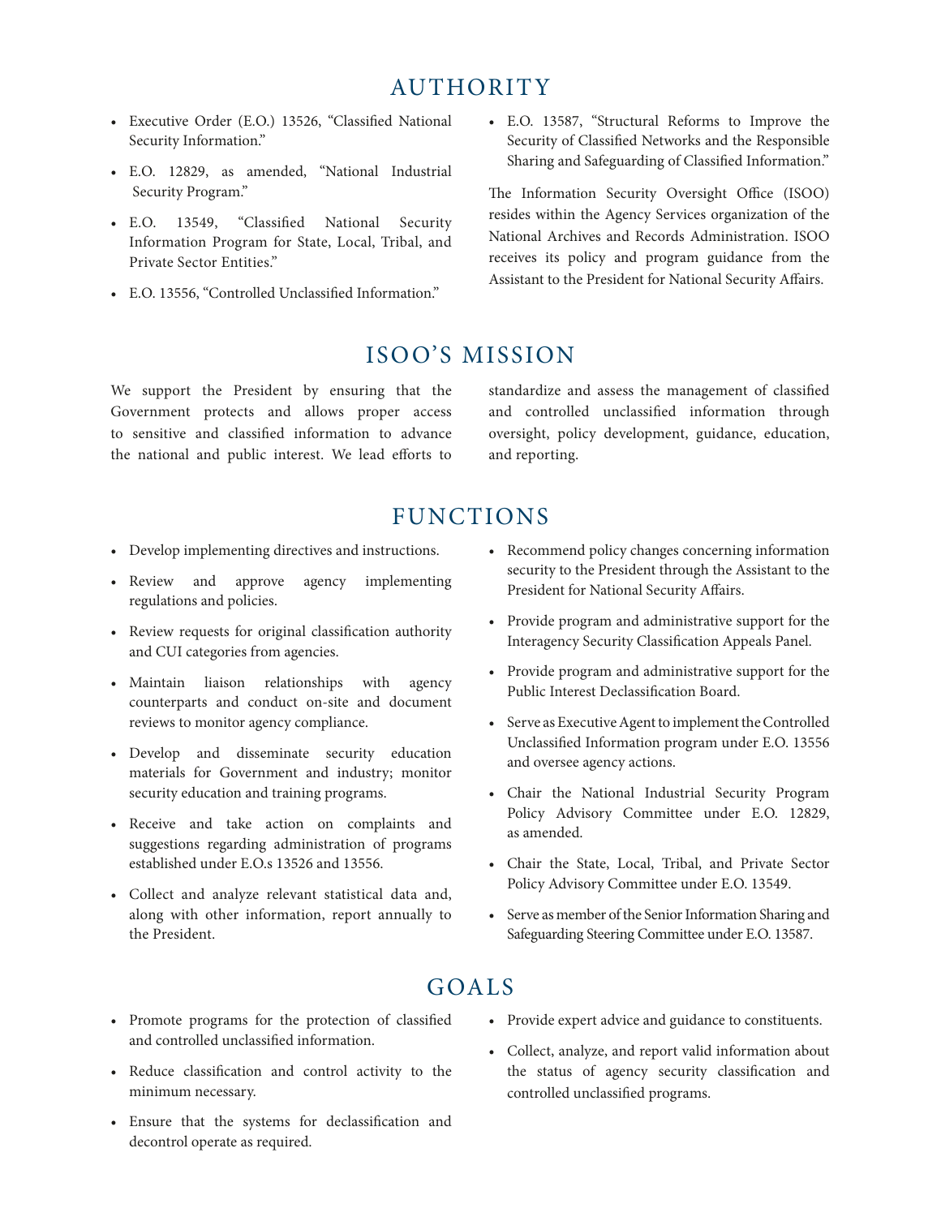# AUTHORITY

- Executive Order (E.O.) 13526, "Classified National Security Information."
- E.O. 12829, as amended, "National Industrial Security Program."
- E.O. 13549, "Classified National Security Information Program for State, Local, Tribal, and Private Sector Entities."
- E.O. 13556, "Controlled Unclassified Information."
- E.O. 13587, "Structural Reforms to Improve the Security of Classified Networks and the Responsible Sharing and Safeguarding of Classified Information."

The Information Security Oversight Office (ISOO) resides within the Agency Services organization of the National Archives and Records Administration. ISOO receives its policy and program guidance from the Assistant to the President for National Security Affairs.

# ISOO'S MISSION

We support the President by ensuring that the Government protects and allows proper access to sensitive and classified information to advance the national and public interest. We lead efforts to standardize and assess the management of classified and controlled unclassified information through oversight, policy development, guidance, education, and reporting.

# FUNCTIONS

- Develop implementing directives and instructions.
- Review and approve agency implementing regulations and policies.
- Review requests for original classification authority and CUI categories from agencies.
- Maintain liaison relationships with agency counterparts and conduct on-site and document reviews to monitor agency compliance.
- Develop and disseminate security education materials for Government and industry; monitor security education and training programs.
- Receive and take action on complaints and suggestions regarding administration of programs established under E.O.s 13526 and 13556.
- Collect and analyze relevant statistical data and, along with other information, report annually to the President.
- Recommend policy changes concerning information security to the President through the Assistant to the President for National Security Affairs.
- Provide program and administrative support for the Interagency Security Classification Appeals Panel.
- Provide program and administrative support for the Public Interest Declassification Board.
- Serve as Executive Agent to implement the Controlled Unclassified Information program under E.O. 13556 and oversee agency actions.
- Chair the National Industrial Security Program Policy Advisory Committee under E.O. 12829, as amended.
- Chair the State, Local, Tribal, and Private Sector Policy Advisory Committee under E.O. 13549.
- Serve as member of the Senior Information Sharing and Safeguarding Steering Committee under E.O. 13587.

# GOALS

- Promote programs for the protection of classified and controlled unclassified information.
- Reduce classification and control activity to the minimum necessary.
- Ensure that the systems for declassification and decontrol operate as required.
- Provide expert advice and guidance to constituents.
- Collect, analyze, and report valid information about the status of agency security classification and controlled unclassified programs.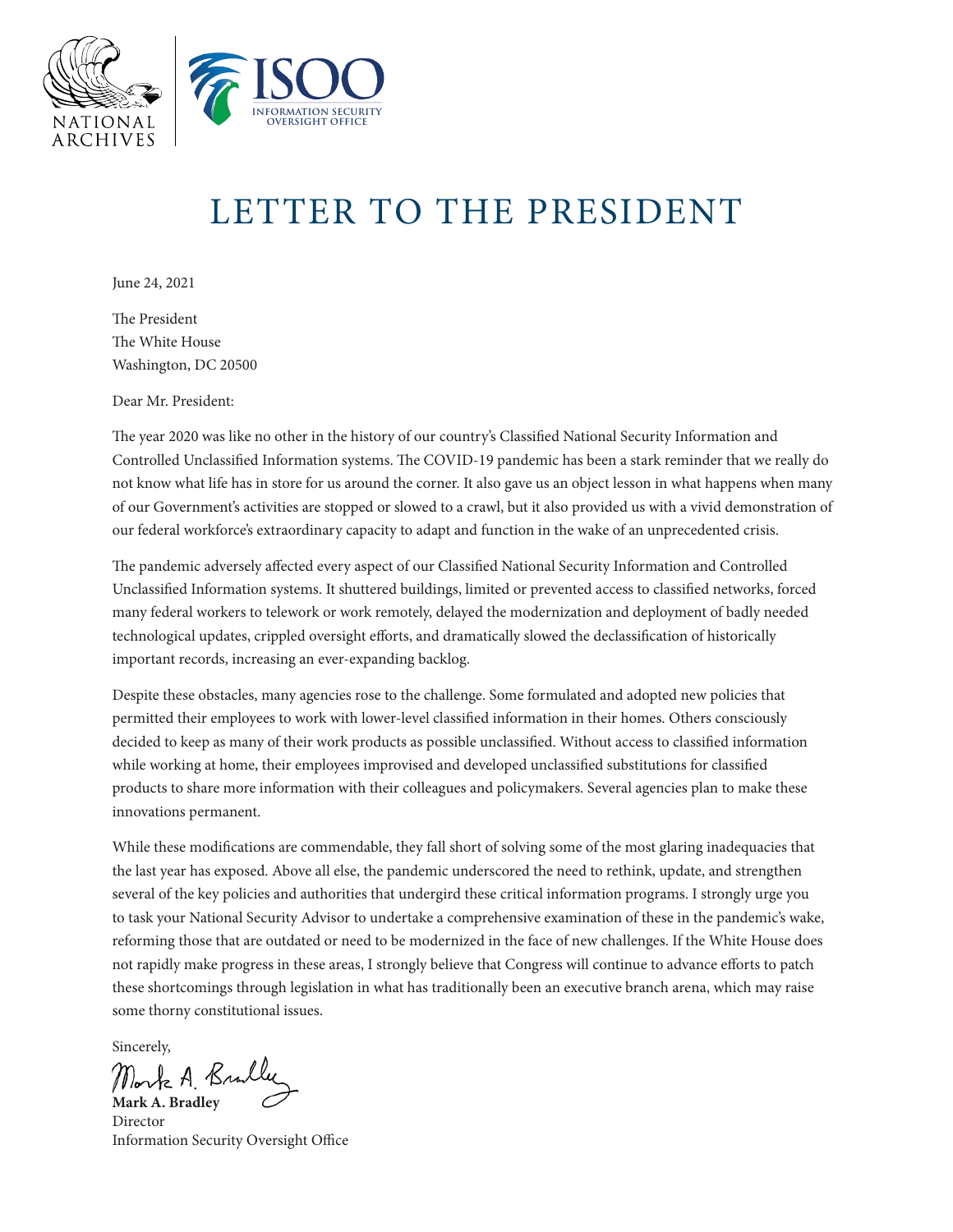# LETTER TO THE PRESIDENT

June 24, 2021

The President
The White House
Washington, DC 20500

Dear Mr. President:

The year 2020 was like no other in the history of our country's Classified National Security Information and Controlled Unclassified Information systems. The COVID-19 pandemic has been a stark reminder that we really do not know what life has in store for us around the corner. It also gave us an object lesson in what happens when many of our Government's activities are stopped or slowed to a crawl, but it also provided us with a vivid demonstration of our federal workforce's extraordinary capacity to adapt and function in the wake of an unprecedented crisis.

The pandemic adversely affected every aspect of our Classified National Security Information and Controlled Unclassified Information systems. It shuttered buildings, limited or prevented access to classified networks, forced many federal workers to telework or work remotely, delayed the modernization and deployment of badly needed technological updates, crippled oversight efforts, and dramatically slowed the declassification of historically important records, increasing an ever-expanding backlog.

Despite these obstacles, many agencies rose to the challenge. Some formulated and adopted new policies that permitted their employees to work with lower-level classified information in their homes. Others consciously decided to keep as many of their work products as possible unclassified. Without access to classified information while working at home, their employees improvised and developed unclassified substitutions for classified products to share more information with their colleagues and policymakers. Several agencies plan to make these innovations permanent.

While these modifications are commendable, they fall short of solving some of the most glaring inadequacies that the last year has exposed. Above all else, the pandemic underscored the need to rethink, update, and strengthen several of the key policies and authorities that undergird these critical information programs. I strongly urge you to task your National Security Advisor to undertake a comprehensive examination of these in the pandemic's wake, reforming those that are outdated or need to be modernized in the face of new challenges. If the White House does not rapidly make progress in these areas, I strongly believe that Congress will continue to advance efforts to patch these shortcomings through legislation in what has traditionally been an executive branch arena, which may raise some thorny constitutional issues.

Sincerely,

**Mark A. Bradley**
Director
Information Security Oversight Office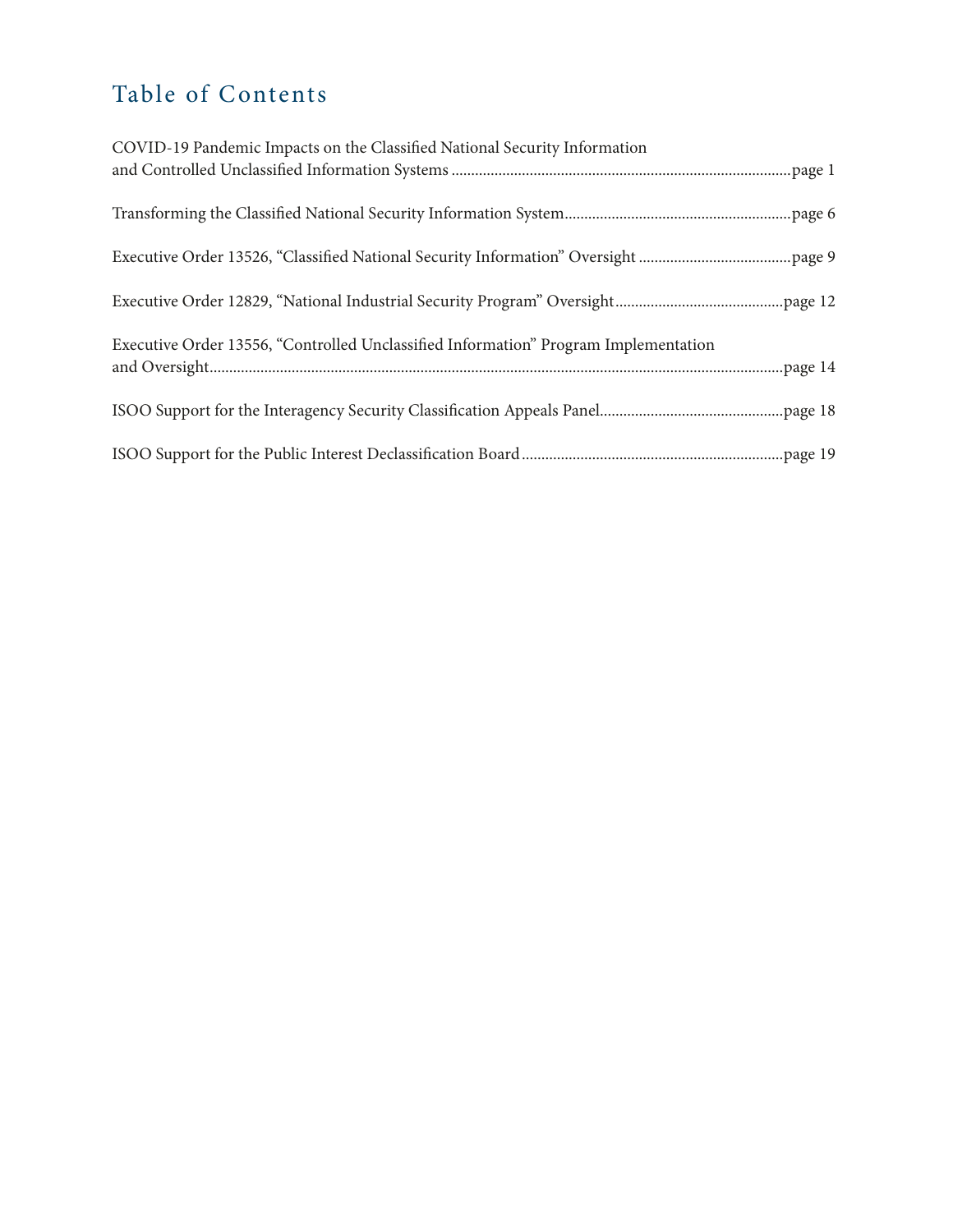# Table of Contents

COVID-19 Pandemic Impacts on the Classified National Security Information and Controlled Unclassified Information Systems .......... page 1

Transforming the Classified National Security Information System .......... page 6

Executive Order 13526, “Classified National Security Information” Oversight .......... page 9

Executive Order 12829, “National Industrial Security Program” Oversight .......... page 12

Executive Order 13556, “Controlled Unclassified Information” Program Implementation and Oversight .......... page 14

ISOO Support for the Interagency Security Classification Appeals Panel .......... page 18

ISOO Support for the Public Interest Declassification Board .......... page 19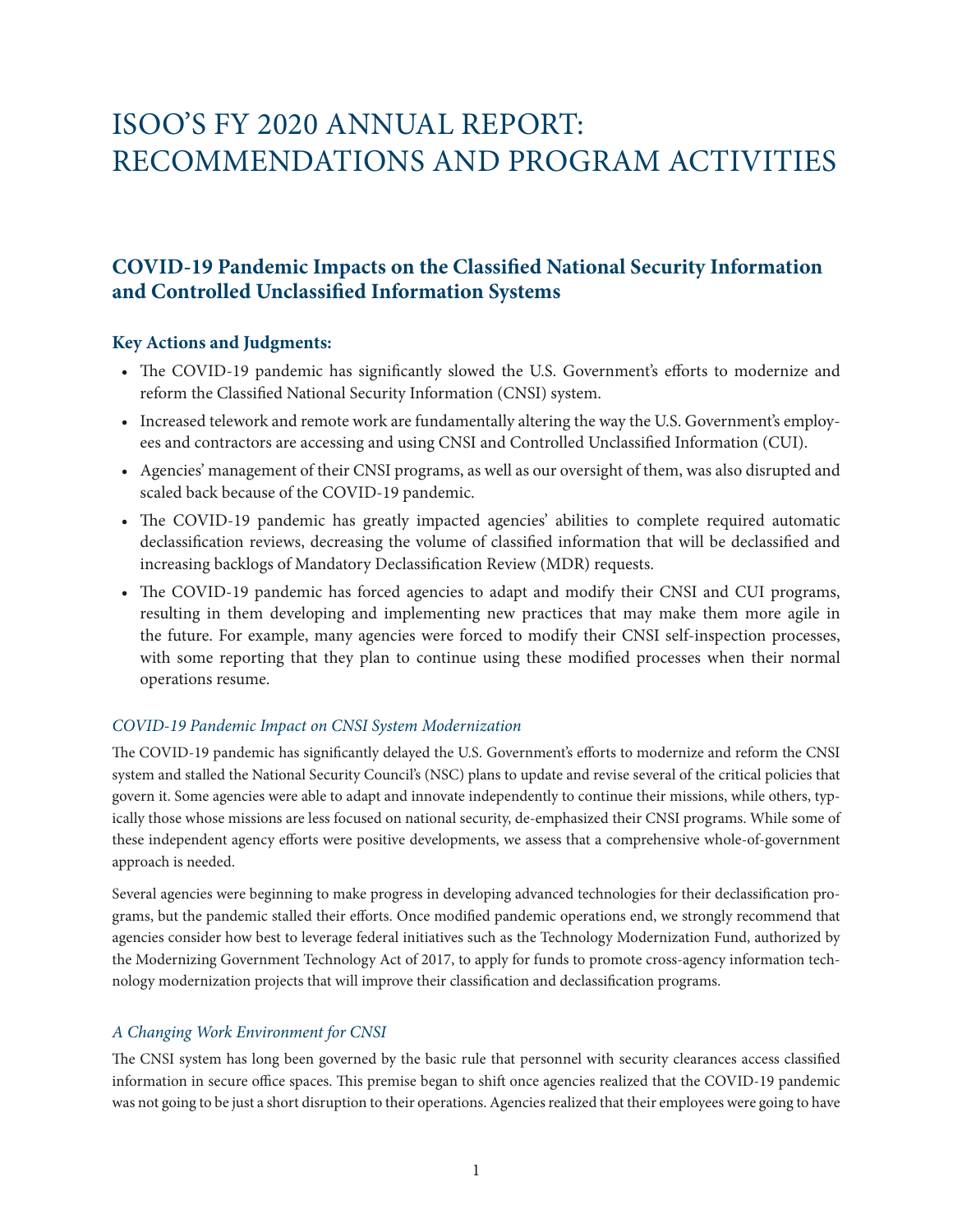# ISOO'S FY 2020 ANNUAL REPORT: RECOMMENDATIONS AND PROGRAM ACTIVITIES

## COVID-19 Pandemic Impacts on the Classified National Security Information and Controlled Unclassified Information Systems

### Key Actions and Judgments:

- The COVID-19 pandemic has significantly slowed the U.S. Government's efforts to modernize and reform the Classified National Security Information (CNSI) system.
- Increased telework and remote work are fundamentally altering the way the U.S. Government's employees and contractors are accessing and using CNSI and Controlled Unclassified Information (CUI).
- Agencies' management of their CNSI programs, as well as our oversight of them, was also disrupted and scaled back because of the COVID-19 pandemic.
- The COVID-19 pandemic has greatly impacted agencies' abilities to complete required automatic declassification reviews, decreasing the volume of classified information that will be declassified and increasing backlogs of Mandatory Declassification Review (MDR) requests.
- The COVID-19 pandemic has forced agencies to adapt and modify their CNSI and CUI programs, resulting in them developing and implementing new practices that may make them more agile in the future. For example, many agencies were forced to modify their CNSI self-inspection processes, with some reporting that they plan to continue using these modified processes when their normal operations resume.

*COVID-19 Pandemic Impact on CNSI System Modernization*

The COVID-19 pandemic has significantly delayed the U.S. Government's efforts to modernize and reform the CNSI system and stalled the National Security Council's (NSC) plans to update and revise several of the critical policies that govern it. Some agencies were able to adapt and innovate independently to continue their missions, while others, typically those whose missions are less focused on national security, de-emphasized their CNSI programs. While some of these independent agency efforts were positive developments, we assess that a comprehensive whole-of-government approach is needed.

Several agencies were beginning to make progress in developing advanced technologies for their declassification programs, but the pandemic stalled their efforts. Once modified pandemic operations end, we strongly recommend that agencies consider how best to leverage federal initiatives such as the Technology Modernization Fund, authorized by the Modernizing Government Technology Act of 2017, to apply for funds to promote cross-agency information technology modernization projects that will improve their classification and declassification programs.

*A Changing Work Environment for CNSI*

The CNSI system has long been governed by the basic rule that personnel with security clearances access classified information in secure office spaces. This premise began to shift once agencies realized that the COVID-19 pandemic was not going to be just a short disruption to their operations. Agencies realized that their employees were going to have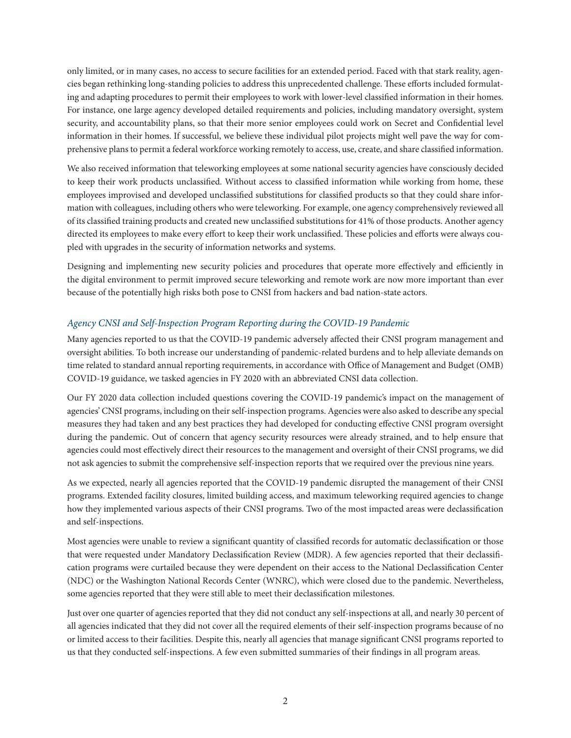only limited, or in many cases, no access to secure facilities for an extended period. Faced with that stark reality, agencies began rethinking long-standing policies to address this unprecedented challenge. These efforts included formulating and adapting procedures to permit their employees to work with lower-level classified information in their homes. For instance, one large agency developed detailed requirements and policies, including mandatory oversight, system security, and accountability plans, so that their more senior employees could work on Secret and Confidential level information in their homes. If successful, we believe these individual pilot projects might well pave the way for comprehensive plans to permit a federal workforce working remotely to access, use, create, and share classified information.

We also received information that teleworking employees at some national security agencies have consciously decided to keep their work products unclassified. Without access to classified information while working from home, these employees improvised and developed unclassified substitutions for classified products so that they could share information with colleagues, including others who were teleworking. For example, one agency comprehensively reviewed all of its classified training products and created new unclassified substitutions for 41% of those products. Another agency directed its employees to make every effort to keep their work unclassified. These policies and efforts were always coupled with upgrades in the security of information networks and systems.

Designing and implementing new security policies and procedures that operate more effectively and efficiently in the digital environment to permit improved secure teleworking and remote work are now more important than ever because of the potentially high risks both pose to CNSI from hackers and bad nation-state actors.

### *Agency CNSI and Self-Inspection Program Reporting during the COVID-19 Pandemic*

Many agencies reported to us that the COVID-19 pandemic adversely affected their CNSI program management and oversight abilities. To both increase our understanding of pandemic-related burdens and to help alleviate demands on time related to standard annual reporting requirements, in accordance with Office of Management and Budget (OMB) COVID-19 guidance, we tasked agencies in FY 2020 with an abbreviated CNSI data collection.

Our FY 2020 data collection included questions covering the COVID-19 pandemic's impact on the management of agencies' CNSI programs, including on their self-inspection programs. Agencies were also asked to describe any special measures they had taken and any best practices they had developed for conducting effective CNSI program oversight during the pandemic. Out of concern that agency security resources were already strained, and to help ensure that agencies could most effectively direct their resources to the management and oversight of their CNSI programs, we did not ask agencies to submit the comprehensive self-inspection reports that we required over the previous nine years.

As we expected, nearly all agencies reported that the COVID-19 pandemic disrupted the management of their CNSI programs. Extended facility closures, limited building access, and maximum teleworking required agencies to change how they implemented various aspects of their CNSI programs. Two of the most impacted areas were declassification and self-inspections.

Most agencies were unable to review a significant quantity of classified records for automatic declassification or those that were requested under Mandatory Declassification Review (MDR). A few agencies reported that their declassification programs were curtailed because they were dependent on their access to the National Declassification Center (NDC) or the Washington National Records Center (WNRC), which were closed due to the pandemic. Nevertheless, some agencies reported that they were still able to meet their declassification milestones.

Just over one quarter of agencies reported that they did not conduct any self-inspections at all, and nearly 30 percent of all agencies indicated that they did not cover all the required elements of their self-inspection programs because of no or limited access to their facilities. Despite this, nearly all agencies that manage significant CNSI programs reported to us that they conducted self-inspections. A few even submitted summaries of their findings in all program areas.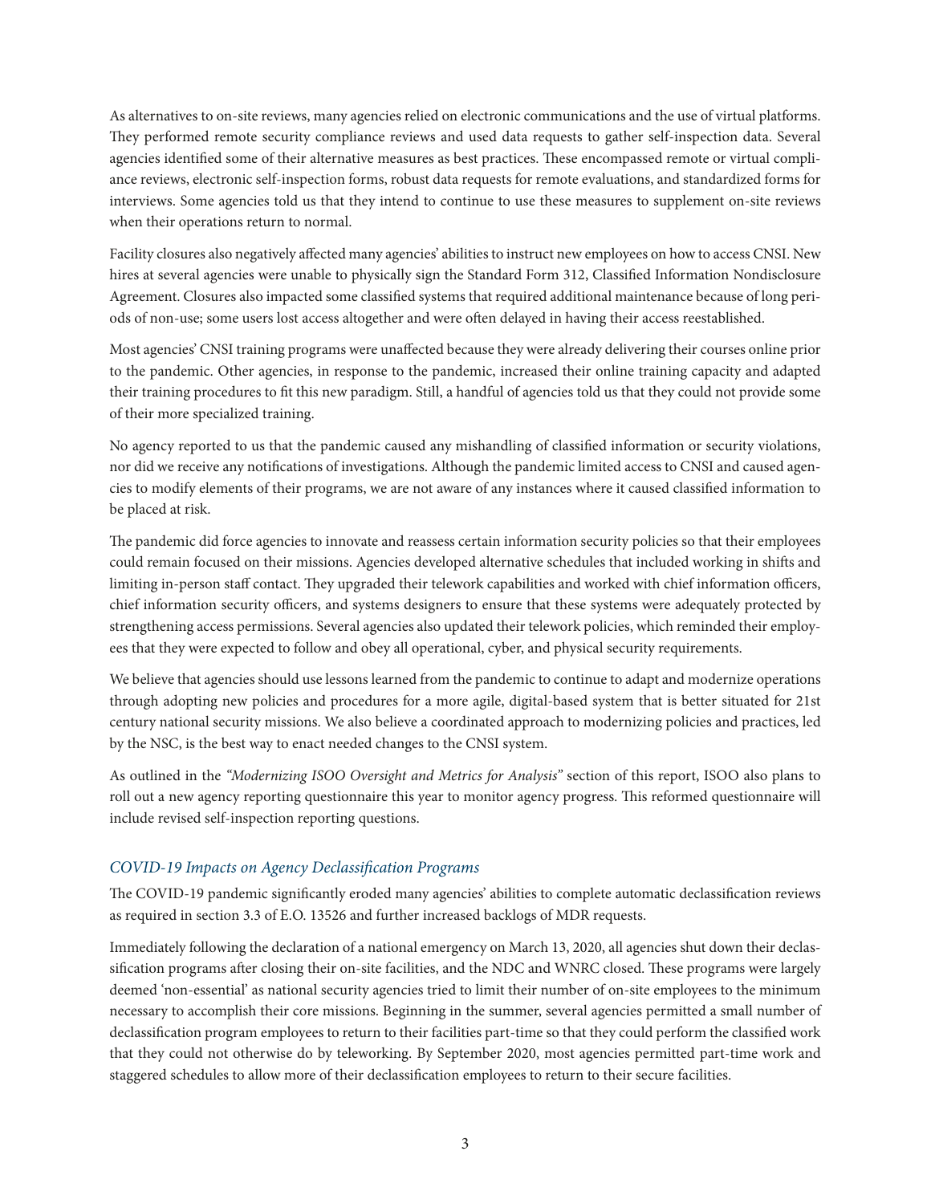As alternatives to on-site reviews, many agencies relied on electronic communications and the use of virtual platforms. They performed remote security compliance reviews and used data requests to gather self-inspection data. Several agencies identified some of their alternative measures as best practices. These encompassed remote or virtual compliance reviews, electronic self-inspection forms, robust data requests for remote evaluations, and standardized forms for interviews. Some agencies told us that they intend to continue to use these measures to supplement on-site reviews when their operations return to normal.

Facility closures also negatively affected many agencies' abilities to instruct new employees on how to access CNSI. New hires at several agencies were unable to physically sign the Standard Form 312, Classified Information Nondisclosure Agreement. Closures also impacted some classified systems that required additional maintenance because of long periods of non-use; some users lost access altogether and were often delayed in having their access reestablished.

Most agencies' CNSI training programs were unaffected because they were already delivering their courses online prior to the pandemic. Other agencies, in response to the pandemic, increased their online training capacity and adapted their training procedures to fit this new paradigm. Still, a handful of agencies told us that they could not provide some of their more specialized training.

No agency reported to us that the pandemic caused any mishandling of classified information or security violations, nor did we receive any notifications of investigations. Although the pandemic limited access to CNSI and caused agencies to modify elements of their programs, we are not aware of any instances where it caused classified information to be placed at risk.

The pandemic did force agencies to innovate and reassess certain information security policies so that their employees could remain focused on their missions. Agencies developed alternative schedules that included working in shifts and limiting in-person staff contact. They upgraded their telework capabilities and worked with chief information officers, chief information security officers, and systems designers to ensure that these systems were adequately protected by strengthening access permissions. Several agencies also updated their telework policies, which reminded their employees that they were expected to follow and obey all operational, cyber, and physical security requirements.

We believe that agencies should use lessons learned from the pandemic to continue to adapt and modernize operations through adopting new policies and procedures for a more agile, digital-based system that is better situated for 21st century national security missions. We also believe a coordinated approach to modernizing policies and practices, led by the NSC, is the best way to enact needed changes to the CNSI system.

As outlined in the *"Modernizing ISOO Oversight and Metrics for Analysis"* section of this report, ISOO also plans to roll out a new agency reporting questionnaire this year to monitor agency progress. This reformed questionnaire will include revised self-inspection reporting questions.

### *COVID-19 Impacts on Agency Declassification Programs*

The COVID-19 pandemic significantly eroded many agencies' abilities to complete automatic declassification reviews as required in section 3.3 of E.O. 13526 and further increased backlogs of MDR requests.

Immediately following the declaration of a national emergency on March 13, 2020, all agencies shut down their declassification programs after closing their on-site facilities, and the NDC and WNRC closed. These programs were largely deemed 'non-essential' as national security agencies tried to limit their number of on-site employees to the minimum necessary to accomplish their core missions. Beginning in the summer, several agencies permitted a small number of declassification program employees to return to their facilities part-time so that they could perform the classified work that they could not otherwise do by teleworking. By September 2020, most agencies permitted part-time work and staggered schedules to allow more of their declassification employees to return to their secure facilities.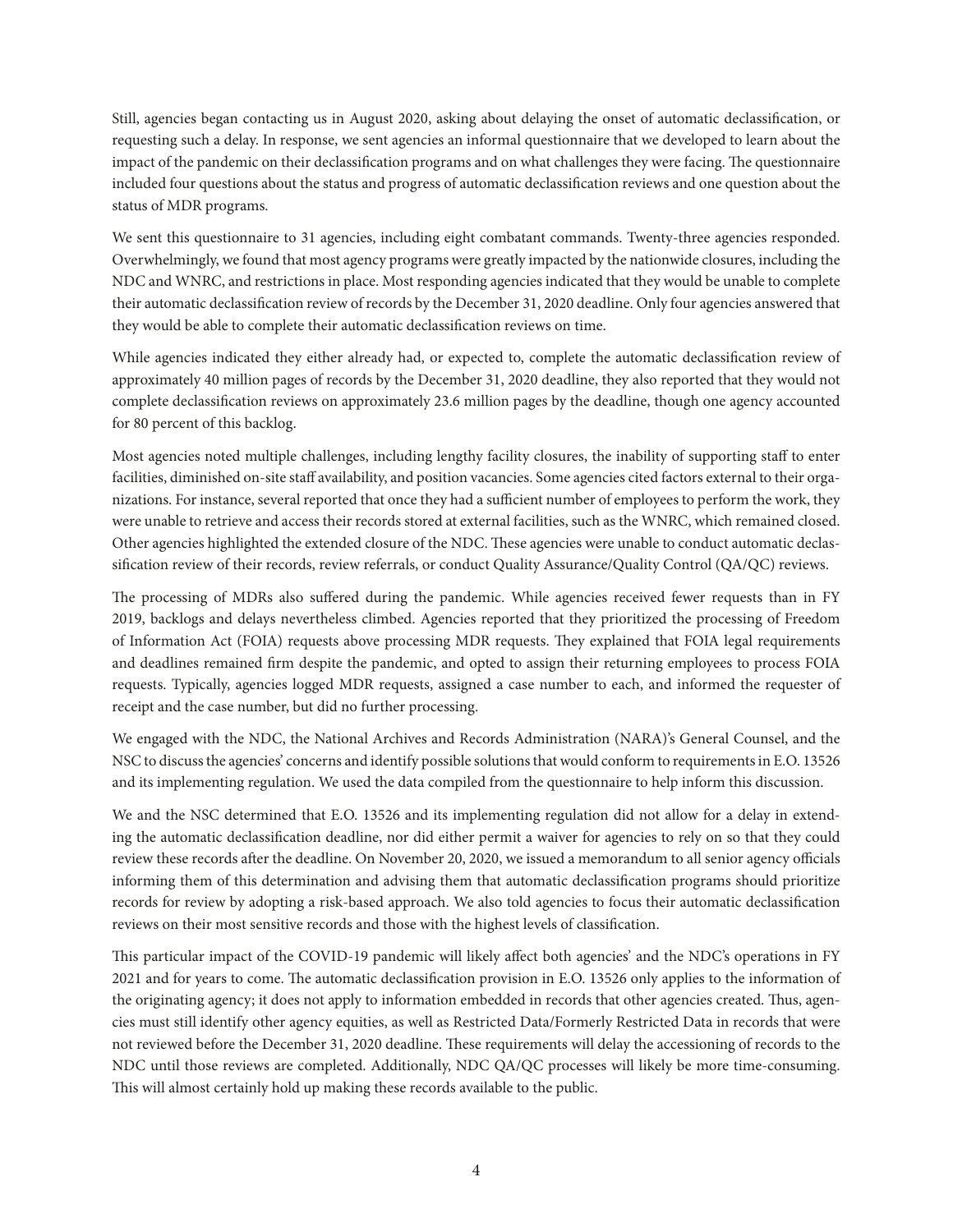Still, agencies began contacting us in August 2020, asking about delaying the onset of automatic declassification, or requesting such a delay. In response, we sent agencies an informal questionnaire that we developed to learn about the impact of the pandemic on their declassification programs and on what challenges they were facing. The questionnaire included four questions about the status and progress of automatic declassification reviews and one question about the status of MDR programs.

We sent this questionnaire to 31 agencies, including eight combatant commands. Twenty-three agencies responded. Overwhelmingly, we found that most agency programs were greatly impacted by the nationwide closures, including the NDC and WNRC, and restrictions in place. Most responding agencies indicated that they would be unable to complete their automatic declassification review of records by the December 31, 2020 deadline. Only four agencies answered that they would be able to complete their automatic declassification reviews on time.

While agencies indicated they either already had, or expected to, complete the automatic declassification review of approximately 40 million pages of records by the December 31, 2020 deadline, they also reported that they would not complete declassification reviews on approximately 23.6 million pages by the deadline, though one agency accounted for 80 percent of this backlog.

Most agencies noted multiple challenges, including lengthy facility closures, the inability of supporting staff to enter facilities, diminished on-site staff availability, and position vacancies. Some agencies cited factors external to their organizations. For instance, several reported that once they had a sufficient number of employees to perform the work, they were unable to retrieve and access their records stored at external facilities, such as the WNRC, which remained closed. Other agencies highlighted the extended closure of the NDC. These agencies were unable to conduct automatic declassification review of their records, review referrals, or conduct Quality Assurance/Quality Control (QA/QC) reviews.

The processing of MDRs also suffered during the pandemic. While agencies received fewer requests than in FY 2019, backlogs and delays nevertheless climbed. Agencies reported that they prioritized the processing of Freedom of Information Act (FOIA) requests above processing MDR requests. They explained that FOIA legal requirements and deadlines remained firm despite the pandemic, and opted to assign their returning employees to process FOIA requests. Typically, agencies logged MDR requests, assigned a case number to each, and informed the requester of receipt and the case number, but did no further processing.

We engaged with the NDC, the National Archives and Records Administration (NARA)'s General Counsel, and the NSC to discuss the agencies' concerns and identify possible solutions that would conform to requirements in E.O. 13526 and its implementing regulation. We used the data compiled from the questionnaire to help inform this discussion.

We and the NSC determined that E.O. 13526 and its implementing regulation did not allow for a delay in extending the automatic declassification deadline, nor did either permit a waiver for agencies to rely on so that they could review these records after the deadline. On November 20, 2020, we issued a memorandum to all senior agency officials informing them of this determination and advising them that automatic declassification programs should prioritize records for review by adopting a risk-based approach. We also told agencies to focus their automatic declassification reviews on their most sensitive records and those with the highest levels of classification.

This particular impact of the COVID-19 pandemic will likely affect both agencies' and the NDC's operations in FY 2021 and for years to come. The automatic declassification provision in E.O. 13526 only applies to the information of the originating agency; it does not apply to information embedded in records that other agencies created. Thus, agencies must still identify other agency equities, as well as Restricted Data/Formerly Restricted Data in records that were not reviewed before the December 31, 2020 deadline. These requirements will delay the accessioning of records to the NDC until those reviews are completed. Additionally, NDC QA/QC processes will likely be more time-consuming. This will almost certainly hold up making these records available to the public.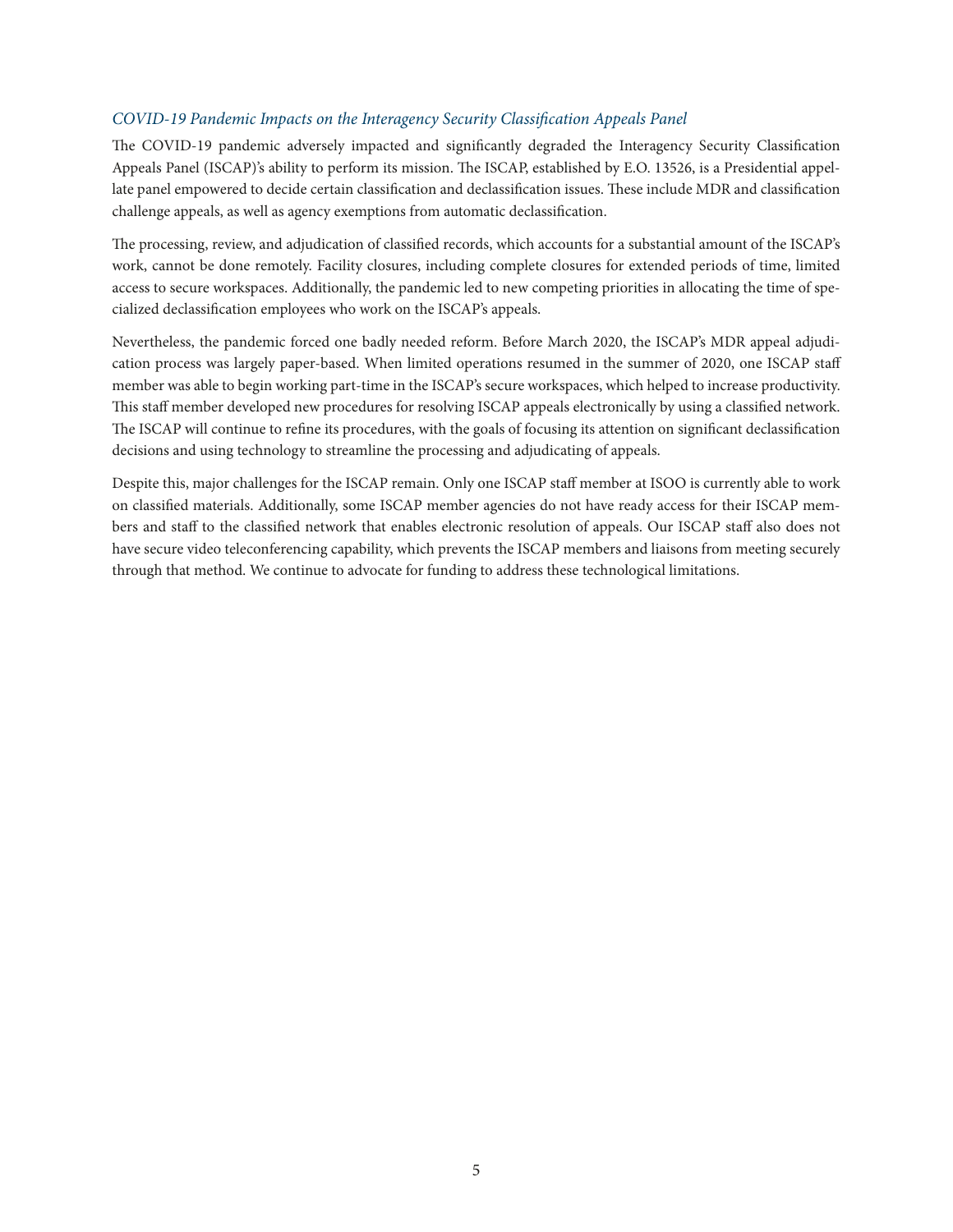### *COVID-19 Pandemic Impacts on the Interagency Security Classification Appeals Panel*

The COVID-19 pandemic adversely impacted and significantly degraded the Interagency Security Classification Appeals Panel (ISCAP)'s ability to perform its mission. The ISCAP, established by E.O. 13526, is a Presidential appellate panel empowered to decide certain classification and declassification issues. These include MDR and classification challenge appeals, as well as agency exemptions from automatic declassification.

The processing, review, and adjudication of classified records, which accounts for a substantial amount of the ISCAP's work, cannot be done remotely. Facility closures, including complete closures for extended periods of time, limited access to secure workspaces. Additionally, the pandemic led to new competing priorities in allocating the time of specialized declassification employees who work on the ISCAP's appeals.

Nevertheless, the pandemic forced one badly needed reform. Before March 2020, the ISCAP's MDR appeal adjudication process was largely paper-based. When limited operations resumed in the summer of 2020, one ISCAP staff member was able to begin working part-time in the ISCAP's secure workspaces, which helped to increase productivity. This staff member developed new procedures for resolving ISCAP appeals electronically by using a classified network. The ISCAP will continue to refine its procedures, with the goals of focusing its attention on significant declassification decisions and using technology to streamline the processing and adjudicating of appeals.

Despite this, major challenges for the ISCAP remain. Only one ISCAP staff member at ISOO is currently able to work on classified materials. Additionally, some ISCAP member agencies do not have ready access for their ISCAP members and staff to the classified network that enables electronic resolution of appeals. Our ISCAP staff also does not have secure video teleconferencing capability, which prevents the ISCAP members and liaisons from meeting securely through that method. We continue to advocate for funding to address these technological limitations.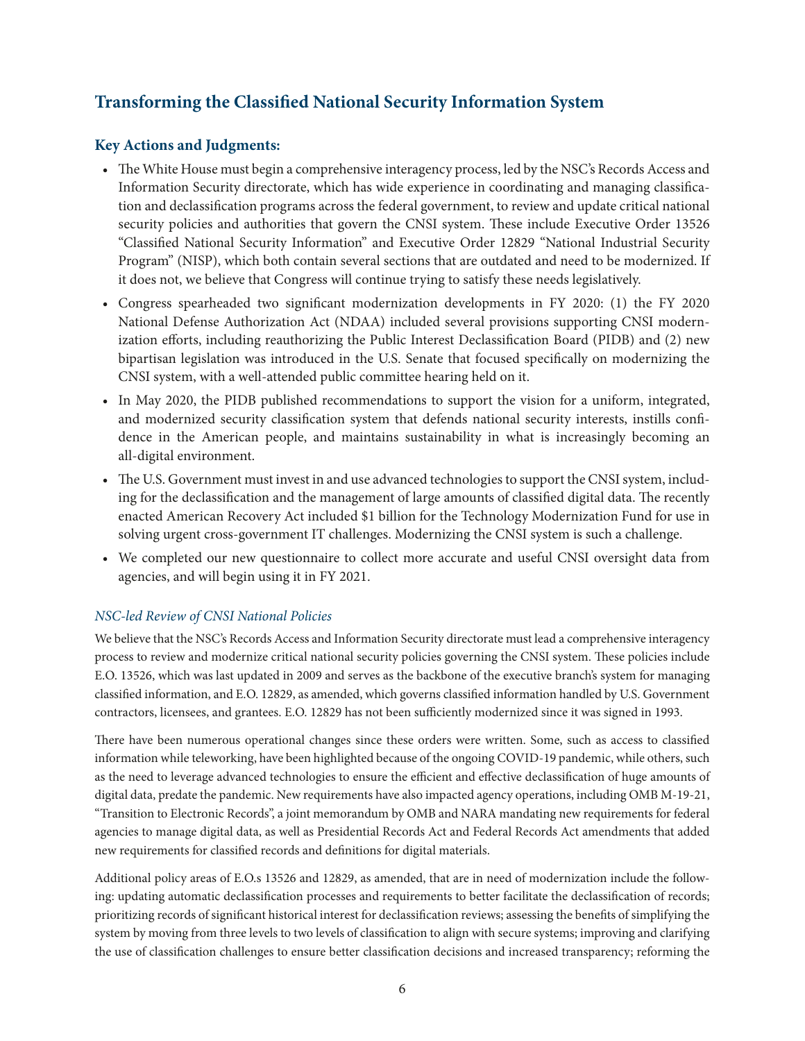## Transforming the Classified National Security Information System

### Key Actions and Judgments:

- The White House must begin a comprehensive interagency process, led by the NSC's Records Access and Information Security directorate, which has wide experience in coordinating and managing classification and declassification programs across the federal government, to review and update critical national security policies and authorities that govern the CNSI system. These include Executive Order 13526 "Classified National Security Information" and Executive Order 12829 "National Industrial Security Program" (NISP), which both contain several sections that are outdated and need to be modernized. If it does not, we believe that Congress will continue trying to satisfy these needs legislatively.
- Congress spearheaded two significant modernization developments in FY 2020: (1) the FY 2020 National Defense Authorization Act (NDAA) included several provisions supporting CNSI modernization efforts, including reauthorizing the Public Interest Declassification Board (PIDB) and (2) new bipartisan legislation was introduced in the U.S. Senate that focused specifically on modernizing the CNSI system, with a well-attended public committee hearing held on it.
- In May 2020, the PIDB published recommendations to support the vision for a uniform, integrated, and modernized security classification system that defends national security interests, instills confidence in the American people, and maintains sustainability in what is increasingly becoming an all-digital environment.
- The U.S. Government must invest in and use advanced technologies to support the CNSI system, including for the declassification and the management of large amounts of classified digital data. The recently enacted American Recovery Act included $1 billion for the Technology Modernization Fund for use in solving urgent cross-government IT challenges. Modernizing the CNSI system is such a challenge.
- We completed our new questionnaire to collect more accurate and useful CNSI oversight data from agencies, and will begin using it in FY 2021.

#### *NSC-led Review of CNSI National Policies*

We believe that the NSC's Records Access and Information Security directorate must lead a comprehensive interagency process to review and modernize critical national security policies governing the CNSI system. These policies include E.O. 13526, which was last updated in 2009 and serves as the backbone of the executive branch's system for managing classified information, and E.O. 12829, as amended, which governs classified information handled by U.S. Government contractors, licensees, and grantees. E.O. 12829 has not been sufficiently modernized since it was signed in 1993.

There have been numerous operational changes since these orders were written. Some, such as access to classified information while teleworking, have been highlighted because of the ongoing COVID-19 pandemic, while others, such as the need to leverage advanced technologies to ensure the efficient and effective declassification of huge amounts of digital data, predate the pandemic. New requirements have also impacted agency operations, including OMB M-19-21, "Transition to Electronic Records", a joint memorandum by OMB and NARA mandating new requirements for federal agencies to manage digital data, as well as Presidential Records Act and Federal Records Act amendments that added new requirements for classified records and definitions for digital materials.

Additional policy areas of E.O.s 13526 and 12829, as amended, that are in need of modernization include the following: updating automatic declassification processes and requirements to better facilitate the declassification of records; prioritizing records of significant historical interest for declassification reviews; assessing the benefits of simplifying the system by moving from three levels to two levels of classification to align with secure systems; improving and clarifying the use of classification challenges to ensure better classification decisions and increased transparency; reforming the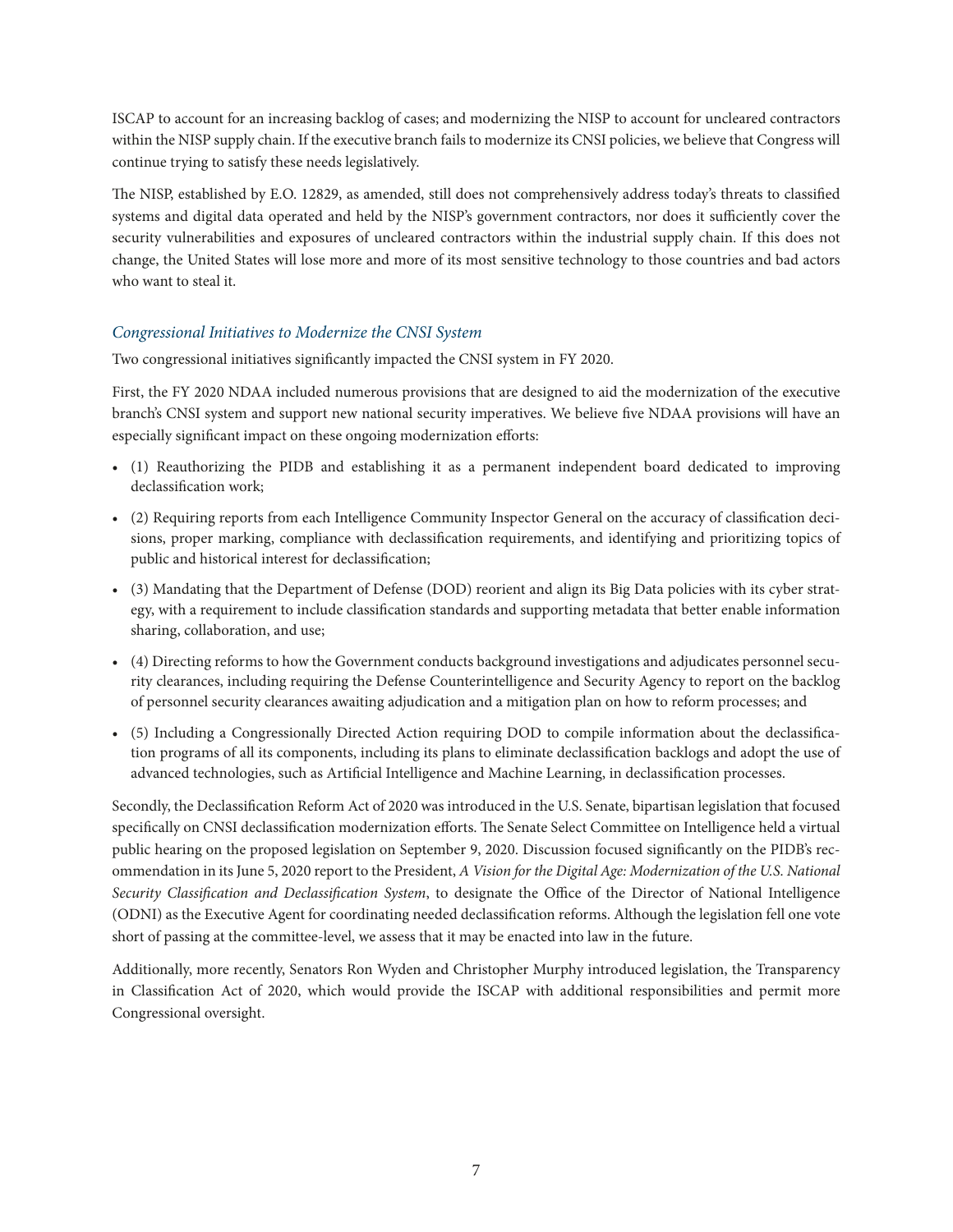ISCAP to account for an increasing backlog of cases; and modernizing the NISP to account for uncleared contractors within the NISP supply chain. If the executive branch fails to modernize its CNSI policies, we believe that Congress will continue trying to satisfy these needs legislatively.

The NISP, established by E.O. 12829, as amended, still does not comprehensively address today's threats to classified systems and digital data operated and held by the NISP's government contractors, nor does it sufficiently cover the security vulnerabilities and exposures of uncleared contractors within the industrial supply chain. If this does not change, the United States will lose more and more of its most sensitive technology to those countries and bad actors who want to steal it.

### *Congressional Initiatives to Modernize the CNSI System*

Two congressional initiatives significantly impacted the CNSI system in FY 2020.

First, the FY 2020 NDAA included numerous provisions that are designed to aid the modernization of the executive branch's CNSI system and support new national security imperatives. We believe five NDAA provisions will have an especially significant impact on these ongoing modernization efforts:

- (1) Reauthorizing the PIDB and establishing it as a permanent independent board dedicated to improving declassification work;
- (2) Requiring reports from each Intelligence Community Inspector General on the accuracy of classification decisions, proper marking, compliance with declassification requirements, and identifying and prioritizing topics of public and historical interest for declassification;
- (3) Mandating that the Department of Defense (DOD) reorient and align its Big Data policies with its cyber strategy, with a requirement to include classification standards and supporting metadata that better enable information sharing, collaboration, and use;
- (4) Directing reforms to how the Government conducts background investigations and adjudicates personnel security clearances, including requiring the Defense Counterintelligence and Security Agency to report on the backlog of personnel security clearances awaiting adjudication and a mitigation plan on how to reform processes; and
- (5) Including a Congressionally Directed Action requiring DOD to compile information about the declassification programs of all its components, including its plans to eliminate declassification backlogs and adopt the use of advanced technologies, such as Artificial Intelligence and Machine Learning, in declassification processes.

Secondly, the Declassification Reform Act of 2020 was introduced in the U.S. Senate, bipartisan legislation that focused specifically on CNSI declassification modernization efforts. The Senate Select Committee on Intelligence held a virtual public hearing on the proposed legislation on September 9, 2020. Discussion focused significantly on the PIDB's recommendation in its June 5, 2020 report to the President, *A Vision for the Digital Age: Modernization of the U.S. National Security Classification and Declassification System*, to designate the Office of the Director of National Intelligence (ODNI) as the Executive Agent for coordinating needed declassification reforms. Although the legislation fell one vote short of passing at the committee-level, we assess that it may be enacted into law in the future.

Additionally, more recently, Senators Ron Wyden and Christopher Murphy introduced legislation, the Transparency in Classification Act of 2020, which would provide the ISCAP with additional responsibilities and permit more Congressional oversight.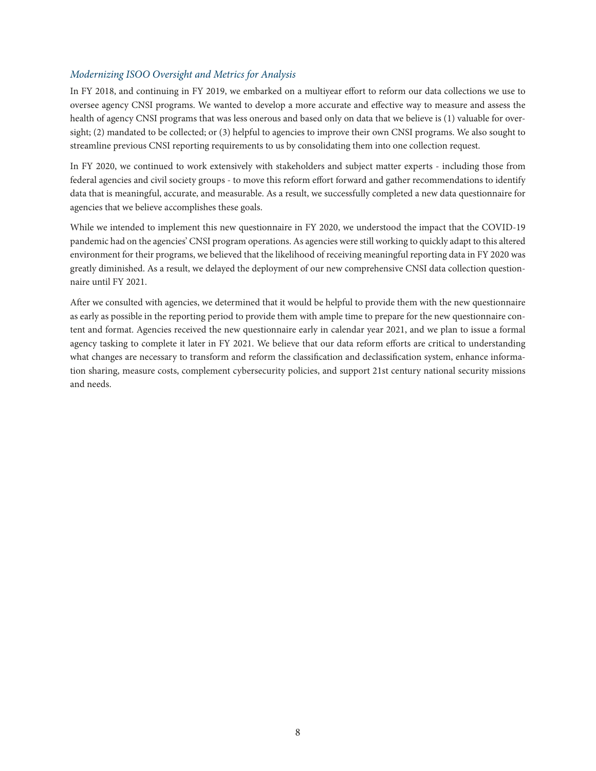### *Modernizing ISOO Oversight and Metrics for Analysis*

In FY 2018, and continuing in FY 2019, we embarked on a multiyear effort to reform our data collections we use to oversee agency CNSI programs. We wanted to develop a more accurate and effective way to measure and assess the health of agency CNSI programs that was less onerous and based only on data that we believe is (1) valuable for oversight; (2) mandated to be collected; or (3) helpful to agencies to improve their own CNSI programs. We also sought to streamline previous CNSI reporting requirements to us by consolidating them into one collection request.

In FY 2020, we continued to work extensively with stakeholders and subject matter experts - including those from federal agencies and civil society groups - to move this reform effort forward and gather recommendations to identify data that is meaningful, accurate, and measurable. As a result, we successfully completed a new data questionnaire for agencies that we believe accomplishes these goals.

While we intended to implement this new questionnaire in FY 2020, we understood the impact that the COVID-19 pandemic had on the agencies' CNSI program operations. As agencies were still working to quickly adapt to this altered environment for their programs, we believed that the likelihood of receiving meaningful reporting data in FY 2020 was greatly diminished. As a result, we delayed the deployment of our new comprehensive CNSI data collection questionnaire until FY 2021.

After we consulted with agencies, we determined that it would be helpful to provide them with the new questionnaire as early as possible in the reporting period to provide them with ample time to prepare for the new questionnaire content and format. Agencies received the new questionnaire early in calendar year 2021, and we plan to issue a formal agency tasking to complete it later in FY 2021. We believe that our data reform efforts are critical to understanding what changes are necessary to transform and reform the classification and declassification system, enhance information sharing, measure costs, complement cybersecurity policies, and support 21st century national security missions and needs.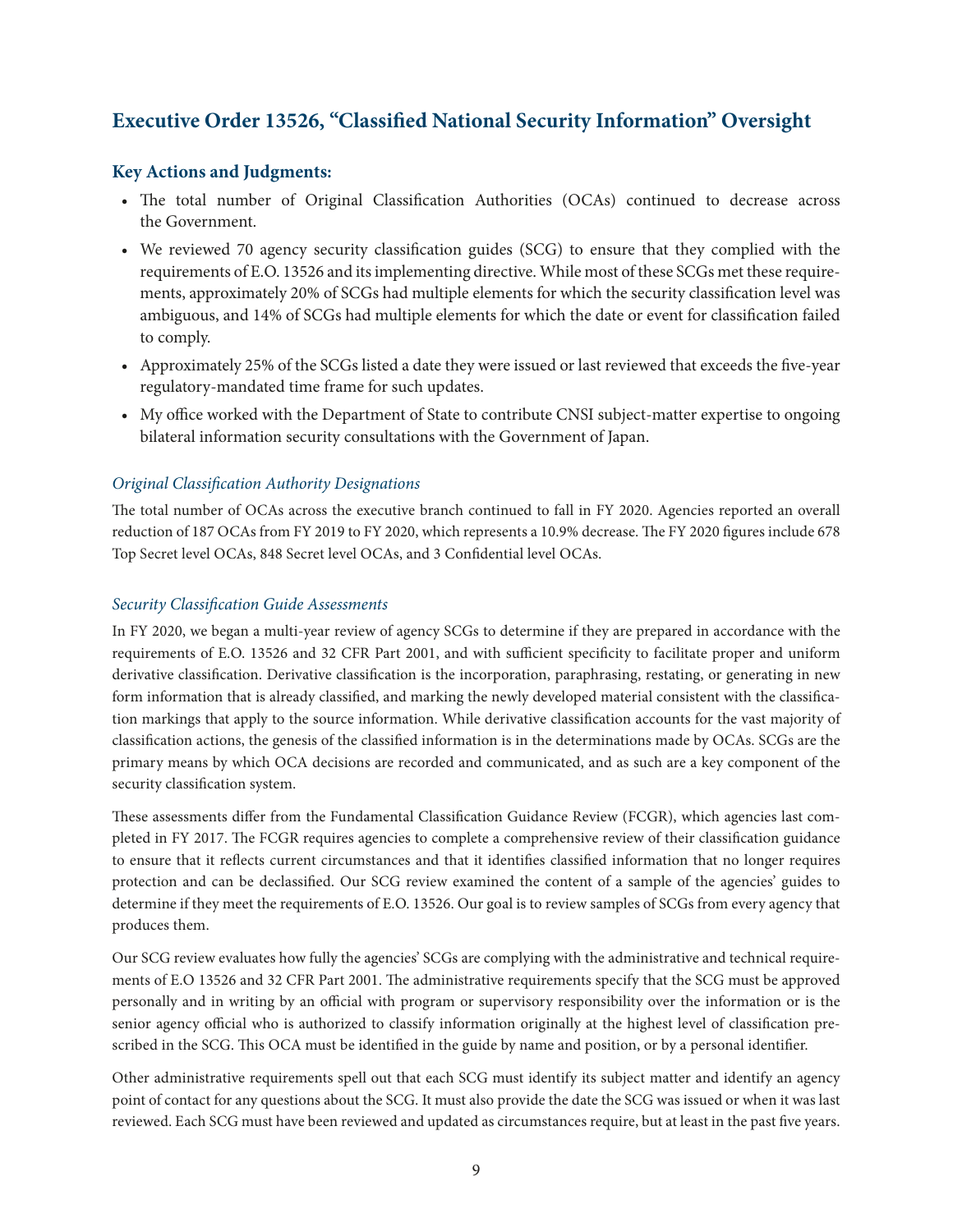## Executive Order 13526, "Classified National Security Information" Oversight

### Key Actions and Judgments:

- The total number of Original Classification Authorities (OCAs) continued to decrease across the Government.
- We reviewed 70 agency security classification guides (SCG) to ensure that they complied with the requirements of E.O. 13526 and its implementing directive. While most of these SCGs met these requirements, approximately 20% of SCGs had multiple elements for which the security classification level was ambiguous, and 14% of SCGs had multiple elements for which the date or event for classification failed to comply.
- Approximately 25% of the SCGs listed a date they were issued or last reviewed that exceeds the five-year regulatory-mandated time frame for such updates.
- My office worked with the Department of State to contribute CNSI subject-matter expertise to ongoing bilateral information security consultations with the Government of Japan.

#### *Original Classification Authority Designations*

The total number of OCAs across the executive branch continued to fall in FY 2020. Agencies reported an overall reduction of 187 OCAs from FY 2019 to FY 2020, which represents a 10.9% decrease. The FY 2020 figures include 678 Top Secret level OCAs, 848 Secret level OCAs, and 3 Confidential level OCAs.

#### *Security Classification Guide Assessments*

In FY 2020, we began a multi-year review of agency SCGs to determine if they are prepared in accordance with the requirements of E.O. 13526 and 32 CFR Part 2001, and with sufficient specificity to facilitate proper and uniform derivative classification. Derivative classification is the incorporation, paraphrasing, restating, or generating in new form information that is already classified, and marking the newly developed material consistent with the classification markings that apply to the source information. While derivative classification accounts for the vast majority of classification actions, the genesis of the classified information is in the determinations made by OCAs. SCGs are the primary means by which OCA decisions are recorded and communicated, and as such are a key component of the security classification system.

These assessments differ from the Fundamental Classification Guidance Review (FCGR), which agencies last completed in FY 2017. The FCGR requires agencies to complete a comprehensive review of their classification guidance to ensure that it reflects current circumstances and that it identifies classified information that no longer requires protection and can be declassified. Our SCG review examined the content of a sample of the agencies' guides to determine if they meet the requirements of E.O. 13526. Our goal is to review samples of SCGs from every agency that produces them.

Our SCG review evaluates how fully the agencies' SCGs are complying with the administrative and technical requirements of E.O 13526 and 32 CFR Part 2001. The administrative requirements specify that the SCG must be approved personally and in writing by an official with program or supervisory responsibility over the information or is the senior agency official who is authorized to classify information originally at the highest level of classification prescribed in the SCG. This OCA must be identified in the guide by name and position, or by a personal identifier.

Other administrative requirements spell out that each SCG must identify its subject matter and identify an agency point of contact for any questions about the SCG. It must also provide the date the SCG was issued or when it was last reviewed. Each SCG must have been reviewed and updated as circumstances require, but at least in the past five years.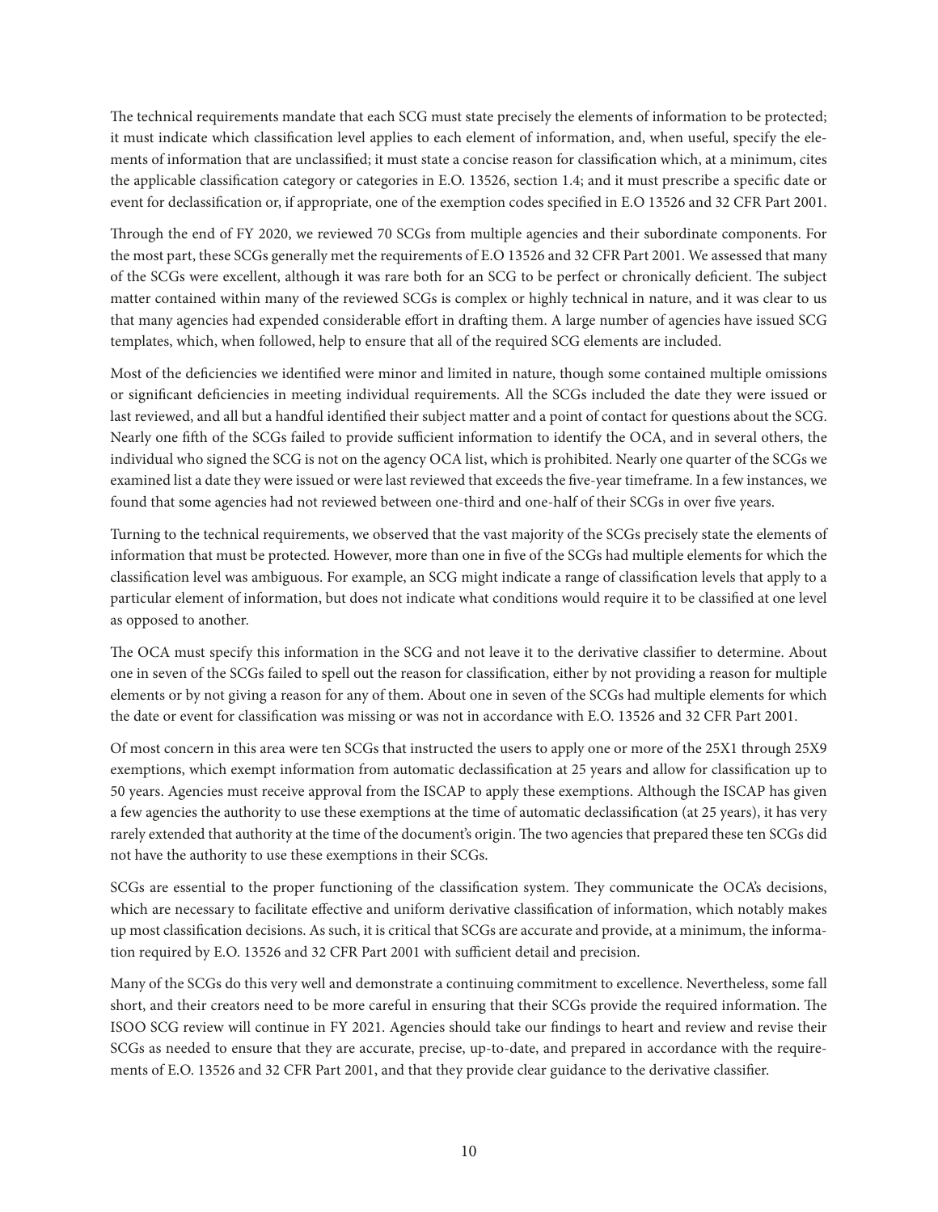The technical requirements mandate that each SCG must state precisely the elements of information to be protected; it must indicate which classification level applies to each element of information, and, when useful, specify the elements of information that are unclassified; it must state a concise reason for classification which, at a minimum, cites the applicable classification category or categories in E.O. 13526, section 1.4; and it must prescribe a specific date or event for declassification or, if appropriate, one of the exemption codes specified in E.O 13526 and 32 CFR Part 2001.

Through the end of FY 2020, we reviewed 70 SCGs from multiple agencies and their subordinate components. For the most part, these SCGs generally met the requirements of E.O 13526 and 32 CFR Part 2001. We assessed that many of the SCGs were excellent, although it was rare both for an SCG to be perfect or chronically deficient. The subject matter contained within many of the reviewed SCGs is complex or highly technical in nature, and it was clear to us that many agencies had expended considerable effort in drafting them. A large number of agencies have issued SCG templates, which, when followed, help to ensure that all of the required SCG elements are included.

Most of the deficiencies we identified were minor and limited in nature, though some contained multiple omissions or significant deficiencies in meeting individual requirements. All the SCGs included the date they were issued or last reviewed, and all but a handful identified their subject matter and a point of contact for questions about the SCG. Nearly one fifth of the SCGs failed to provide sufficient information to identify the OCA, and in several others, the individual who signed the SCG is not on the agency OCA list, which is prohibited. Nearly one quarter of the SCGs we examined list a date they were issued or were last reviewed that exceeds the five-year timeframe. In a few instances, we found that some agencies had not reviewed between one-third and one-half of their SCGs in over five years.

Turning to the technical requirements, we observed that the vast majority of the SCGs precisely state the elements of information that must be protected. However, more than one in five of the SCGs had multiple elements for which the classification level was ambiguous. For example, an SCG might indicate a range of classification levels that apply to a particular element of information, but does not indicate what conditions would require it to be classified at one level as opposed to another.

The OCA must specify this information in the SCG and not leave it to the derivative classifier to determine. About one in seven of the SCGs failed to spell out the reason for classification, either by not providing a reason for multiple elements or by not giving a reason for any of them. About one in seven of the SCGs had multiple elements for which the date or event for classification was missing or was not in accordance with E.O. 13526 and 32 CFR Part 2001.

Of most concern in this area were ten SCGs that instructed the users to apply one or more of the 25X1 through 25X9 exemptions, which exempt information from automatic declassification at 25 years and allow for classification up to 50 years. Agencies must receive approval from the ISCAP to apply these exemptions. Although the ISCAP has given a few agencies the authority to use these exemptions at the time of automatic declassification (at 25 years), it has very rarely extended that authority at the time of the document's origin. The two agencies that prepared these ten SCGs did not have the authority to use these exemptions in their SCGs.

SCGs are essential to the proper functioning of the classification system. They communicate the OCA's decisions, which are necessary to facilitate effective and uniform derivative classification of information, which notably makes up most classification decisions. As such, it is critical that SCGs are accurate and provide, at a minimum, the information required by E.O. 13526 and 32 CFR Part 2001 with sufficient detail and precision.

Many of the SCGs do this very well and demonstrate a continuing commitment to excellence. Nevertheless, some fall short, and their creators need to be more careful in ensuring that their SCGs provide the required information. The ISOO SCG review will continue in FY 2021. Agencies should take our findings to heart and review and revise their SCGs as needed to ensure that they are accurate, precise, up-to-date, and prepared in accordance with the requirements of E.O. 13526 and 32 CFR Part 2001, and that they provide clear guidance to the derivative classifier.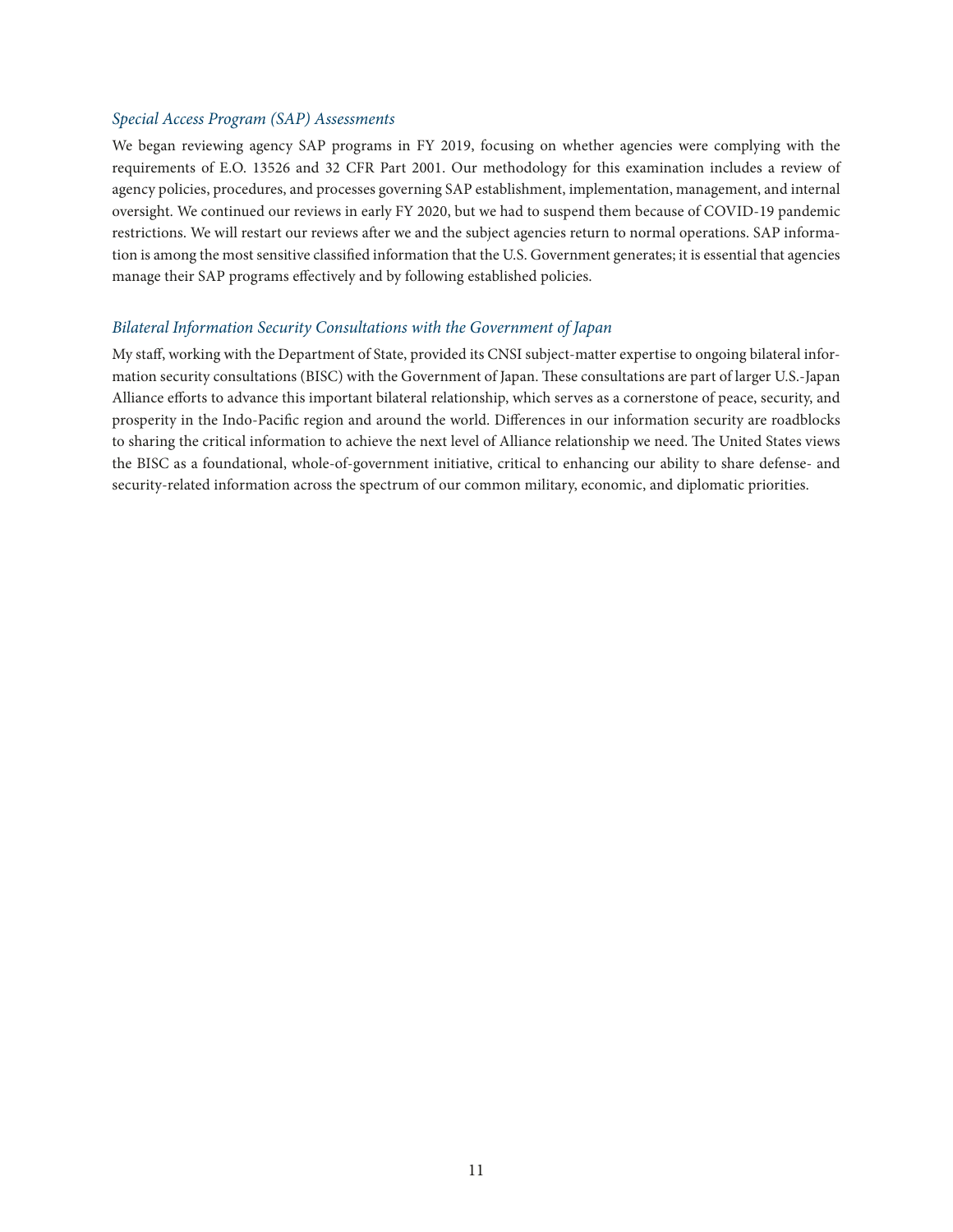### *Special Access Program (SAP) Assessments*

We began reviewing agency SAP programs in FY 2019, focusing on whether agencies were complying with the requirements of E.O. 13526 and 32 CFR Part 2001. Our methodology for this examination includes a review of agency policies, procedures, and processes governing SAP establishment, implementation, management, and internal oversight. We continued our reviews in early FY 2020, but we had to suspend them because of COVID-19 pandemic restrictions. We will restart our reviews after we and the subject agencies return to normal operations. SAP information is among the most sensitive classified information that the U.S. Government generates; it is essential that agencies manage their SAP programs effectively and by following established policies.

### *Bilateral Information Security Consultations with the Government of Japan*

My staff, working with the Department of State, provided its CNSI subject-matter expertise to ongoing bilateral information security consultations (BISC) with the Government of Japan. These consultations are part of larger U.S.-Japan Alliance efforts to advance this important bilateral relationship, which serves as a cornerstone of peace, security, and prosperity in the Indo-Pacific region and around the world. Differences in our information security are roadblocks to sharing the critical information to achieve the next level of Alliance relationship we need. The United States views the BISC as a foundational, whole-of-government initiative, critical to enhancing our ability to share defense- and security-related information across the spectrum of our common military, economic, and diplomatic priorities.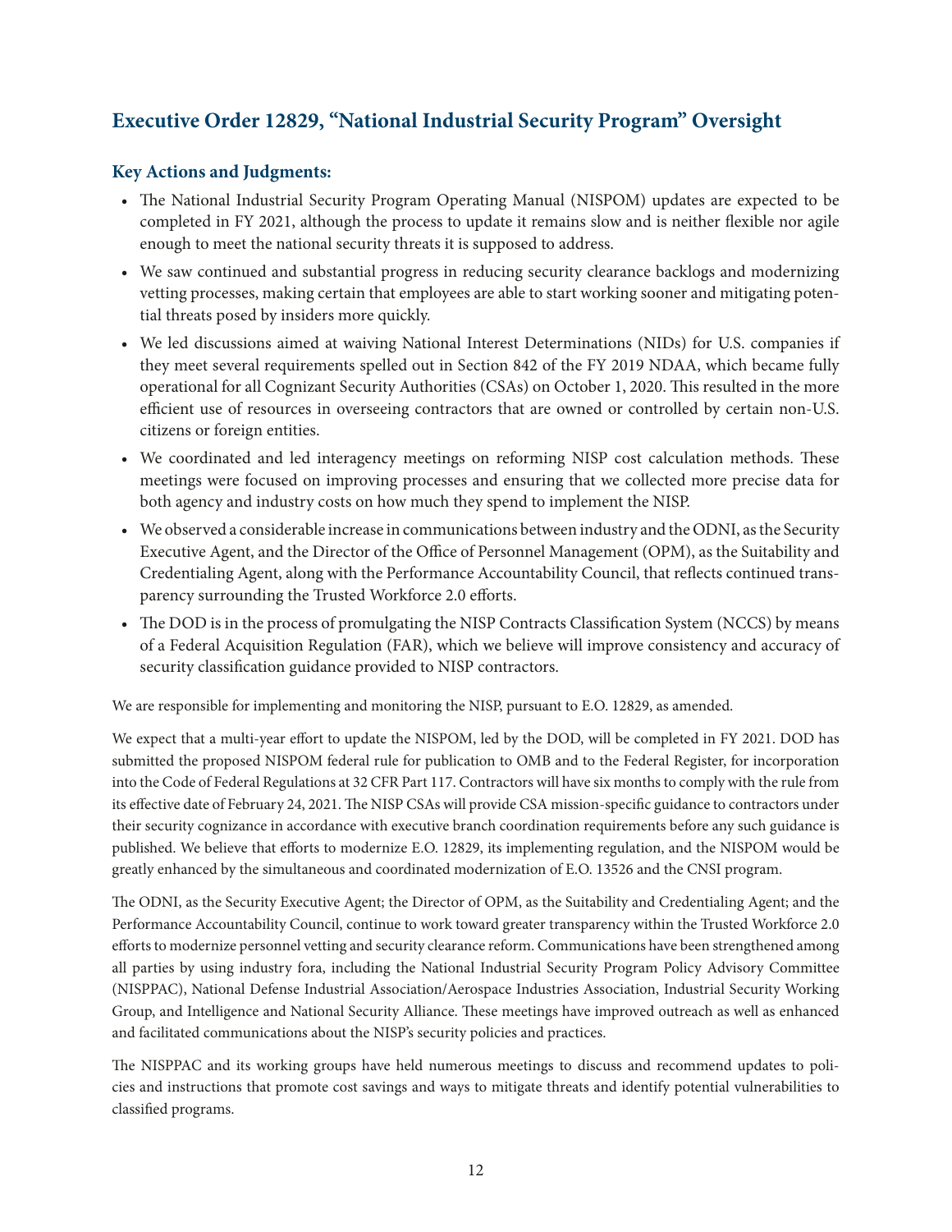## Executive Order 12829, "National Industrial Security Program" Oversight

### Key Actions and Judgments:

- The National Industrial Security Program Operating Manual (NISPOM) updates are expected to be completed in FY 2021, although the process to update it remains slow and is neither flexible nor agile enough to meet the national security threats it is supposed to address.
- We saw continued and substantial progress in reducing security clearance backlogs and modernizing vetting processes, making certain that employees are able to start working sooner and mitigating potential threats posed by insiders more quickly.
- We led discussions aimed at waiving National Interest Determinations (NIDs) for U.S. companies if they meet several requirements spelled out in Section 842 of the FY 2019 NDAA, which became fully operational for all Cognizant Security Authorities (CSAs) on October 1, 2020. This resulted in the more efficient use of resources in overseeing contractors that are owned or controlled by certain non-U.S. citizens or foreign entities.
- We coordinated and led interagency meetings on reforming NISP cost calculation methods. These meetings were focused on improving processes and ensuring that we collected more precise data for both agency and industry costs on how much they spend to implement the NISP.
- We observed a considerable increase in communications between industry and the ODNI, as the Security Executive Agent, and the Director of the Office of Personnel Management (OPM), as the Suitability and Credentialing Agent, along with the Performance Accountability Council, that reflects continued transparency surrounding the Trusted Workforce 2.0 efforts.
- The DOD is in the process of promulgating the NISP Contracts Classification System (NCCS) by means of a Federal Acquisition Regulation (FAR), which we believe will improve consistency and accuracy of security classification guidance provided to NISP contractors.

We are responsible for implementing and monitoring the NISP, pursuant to E.O. 12829, as amended.

We expect that a multi-year effort to update the NISPOM, led by the DOD, will be completed in FY 2021. DOD has submitted the proposed NISPOM federal rule for publication to OMB and to the Federal Register, for incorporation into the Code of Federal Regulations at 32 CFR Part 117. Contractors will have six months to comply with the rule from its effective date of February 24, 2021. The NISP CSAs will provide CSA mission-specific guidance to contractors under their security cognizance in accordance with executive branch coordination requirements before any such guidance is published. We believe that efforts to modernize E.O. 12829, its implementing regulation, and the NISPOM would be greatly enhanced by the simultaneous and coordinated modernization of E.O. 13526 and the CNSI program.

The ODNI, as the Security Executive Agent; the Director of OPM, as the Suitability and Credentialing Agent; and the Performance Accountability Council, continue to work toward greater transparency within the Trusted Workforce 2.0 efforts to modernize personnel vetting and security clearance reform. Communications have been strengthened among all parties by using industry fora, including the National Industrial Security Program Policy Advisory Committee (NISPPAC), National Defense Industrial Association/Aerospace Industries Association, Industrial Security Working Group, and Intelligence and National Security Alliance. These meetings have improved outreach as well as enhanced and facilitated communications about the NISP's security policies and practices.

The NISPPAC and its working groups have held numerous meetings to discuss and recommend updates to policies and instructions that promote cost savings and ways to mitigate threats and identify potential vulnerabilities to classified programs.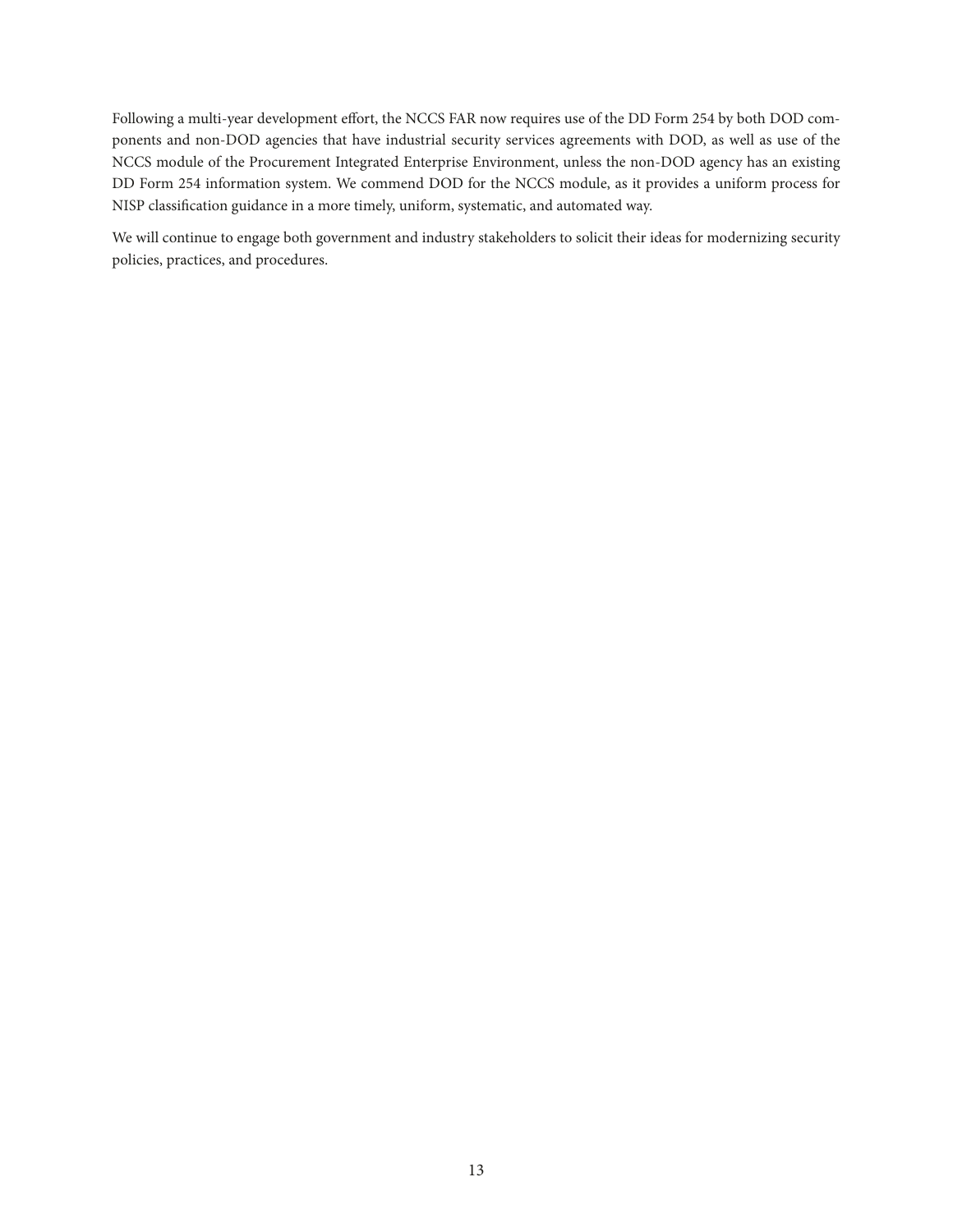Following a multi-year development effort, the NCCS FAR now requires use of the DD Form 254 by both DOD components and non-DOD agencies that have industrial security services agreements with DOD, as well as use of the NCCS module of the Procurement Integrated Enterprise Environment, unless the non-DOD agency has an existing DD Form 254 information system. We commend DOD for the NCCS module, as it provides a uniform process for NISP classification guidance in a more timely, uniform, systematic, and automated way.

We will continue to engage both government and industry stakeholders to solicit their ideas for modernizing security policies, practices, and procedures.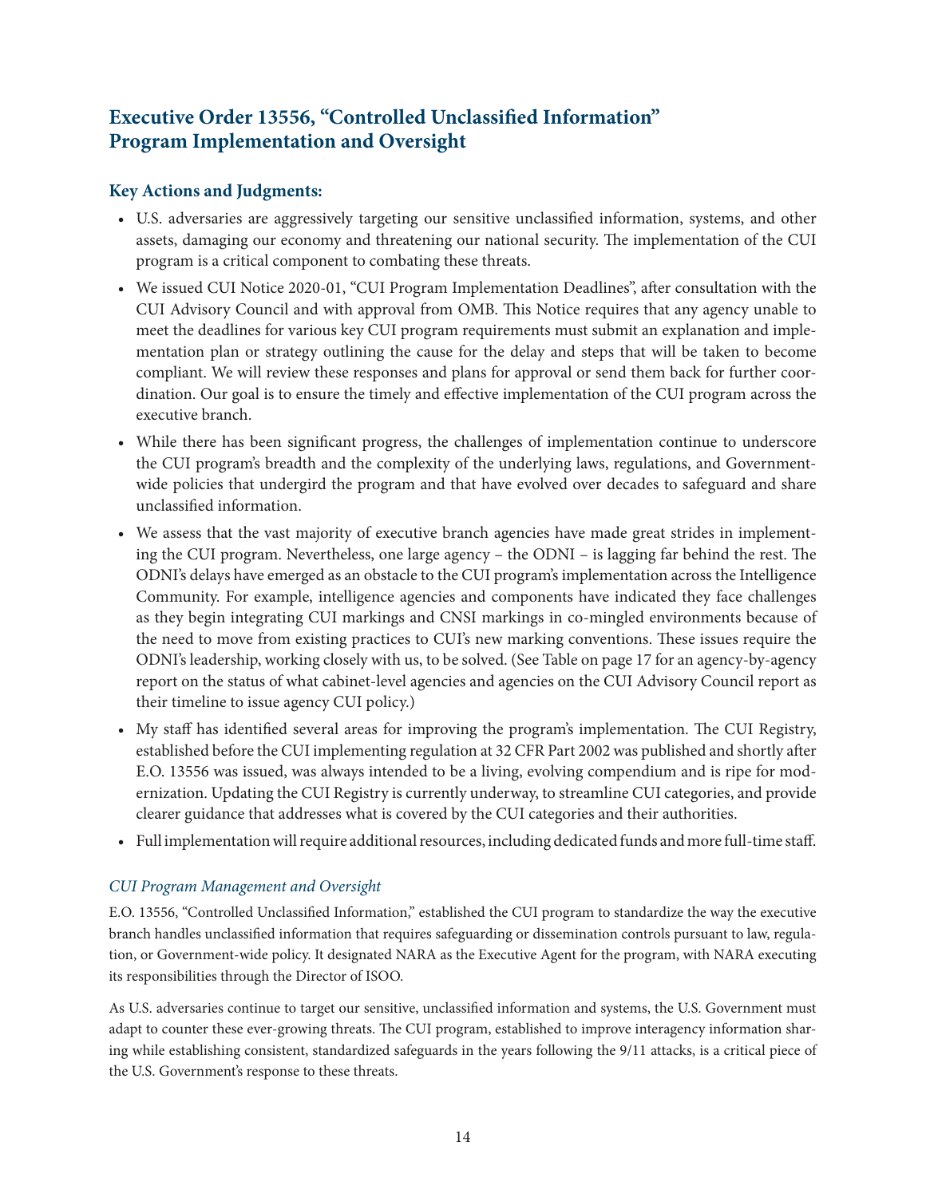## Executive Order 13556, "Controlled Unclassified Information" Program Implementation and Oversight

### Key Actions and Judgments:

- U.S. adversaries are aggressively targeting our sensitive unclassified information, systems, and other assets, damaging our economy and threatening our national security. The implementation of the CUI program is a critical component to combating these threats.
- We issued CUI Notice 2020-01, "CUI Program Implementation Deadlines", after consultation with the CUI Advisory Council and with approval from OMB. This Notice requires that any agency unable to meet the deadlines for various key CUI program requirements must submit an explanation and implementation plan or strategy outlining the cause for the delay and steps that will be taken to become compliant. We will review these responses and plans for approval or send them back for further coordination. Our goal is to ensure the timely and effective implementation of the CUI program across the executive branch.
- While there has been significant progress, the challenges of implementation continue to underscore the CUI program's breadth and the complexity of the underlying laws, regulations, and Government-wide policies that undergird the program and that have evolved over decades to safeguard and share unclassified information.
- We assess that the vast majority of executive branch agencies have made great strides in implementing the CUI program. Nevertheless, one large agency – the ODNI – is lagging far behind the rest. The ODNI's delays have emerged as an obstacle to the CUI program's implementation across the Intelligence Community. For example, intelligence agencies and components have indicated they face challenges as they begin integrating CUI markings and CNSI markings in co-mingled environments because of the need to move from existing practices to CUI's new marking conventions. These issues require the ODNI's leadership, working closely with us, to be solved. (See Table on page 17 for an agency-by-agency report on the status of what cabinet-level agencies and agencies on the CUI Advisory Council report as their timeline to issue agency CUI policy.)
- My staff has identified several areas for improving the program's implementation. The CUI Registry, established before the CUI implementing regulation at 32 CFR Part 2002 was published and shortly after E.O. 13556 was issued, was always intended to be a living, evolving compendium and is ripe for modernization. Updating the CUI Registry is currently underway, to streamline CUI categories, and provide clearer guidance that addresses what is covered by the CUI categories and their authorities.
- Full implementation will require additional resources, including dedicated funds and more full-time staff.

#### *CUI Program Management and Oversight*

E.O. 13556, "Controlled Unclassified Information," established the CUI program to standardize the way the executive branch handles unclassified information that requires safeguarding or dissemination controls pursuant to law, regulation, or Government-wide policy. It designated NARA as the Executive Agent for the program, with NARA executing its responsibilities through the Director of ISOO.

As U.S. adversaries continue to target our sensitive, unclassified information and systems, the U.S. Government must adapt to counter these ever-growing threats. The CUI program, established to improve interagency information sharing while establishing consistent, standardized safeguards in the years following the 9/11 attacks, is a critical piece of the U.S. Government's response to these threats.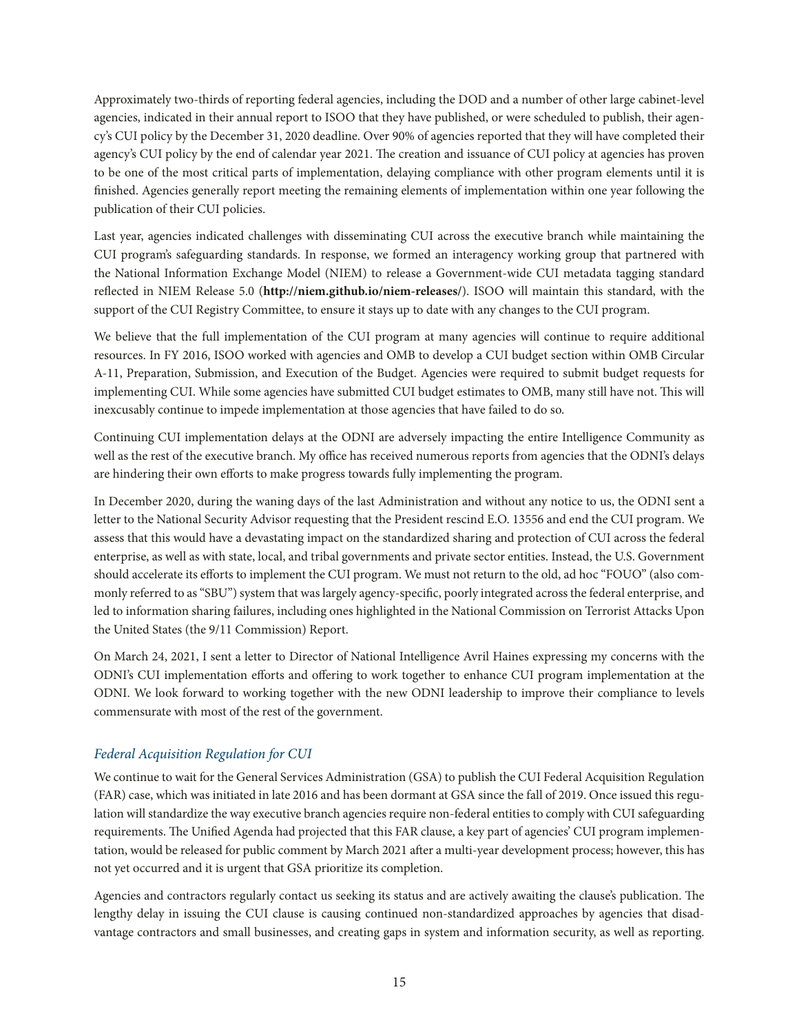Approximately two-thirds of reporting federal agencies, including the DOD and a number of other large cabinet-level agencies, indicated in their annual report to ISOO that they have published, or were scheduled to publish, their agency's CUI policy by the December 31, 2020 deadline. Over 90% of agencies reported that they will have completed their agency's CUI policy by the end of calendar year 2021. The creation and issuance of CUI policy at agencies has proven to be one of the most critical parts of implementation, delaying compliance with other program elements until it is finished. Agencies generally report meeting the remaining elements of implementation within one year following the publication of their CUI policies.

Last year, agencies indicated challenges with disseminating CUI across the executive branch while maintaining the CUI program's safeguarding standards. In response, we formed an interagency working group that partnered with the National Information Exchange Model (NIEM) to release a Government-wide CUI metadata tagging standard reflected in NIEM Release 5.0 (**http://niem.github.io/niem-releases/**). ISOO will maintain this standard, with the support of the CUI Registry Committee, to ensure it stays up to date with any changes to the CUI program.

We believe that the full implementation of the CUI program at many agencies will continue to require additional resources. In FY 2016, ISOO worked with agencies and OMB to develop a CUI budget section within OMB Circular A-11, Preparation, Submission, and Execution of the Budget. Agencies were required to submit budget requests for implementing CUI. While some agencies have submitted CUI budget estimates to OMB, many still have not. This will inexcusably continue to impede implementation at those agencies that have failed to do so.

Continuing CUI implementation delays at the ODNI are adversely impacting the entire Intelligence Community as well as the rest of the executive branch. My office has received numerous reports from agencies that the ODNI's delays are hindering their own efforts to make progress towards fully implementing the program.

In December 2020, during the waning days of the last Administration and without any notice to us, the ODNI sent a letter to the National Security Advisor requesting that the President rescind E.O. 13556 and end the CUI program. We assess that this would have a devastating impact on the standardized sharing and protection of CUI across the federal enterprise, as well as with state, local, and tribal governments and private sector entities. Instead, the U.S. Government should accelerate its efforts to implement the CUI program. We must not return to the old, ad hoc "FOUO" (also commonly referred to as "SBU") system that was largely agency-specific, poorly integrated across the federal enterprise, and led to information sharing failures, including ones highlighted in the National Commission on Terrorist Attacks Upon the United States (the 9/11 Commission) Report.

On March 24, 2021, I sent a letter to Director of National Intelligence Avril Haines expressing my concerns with the ODNI's CUI implementation efforts and offering to work together to enhance CUI program implementation at the ODNI. We look forward to working together with the new ODNI leadership to improve their compliance to levels commensurate with most of the rest of the government.

### *Federal Acquisition Regulation for CUI*

We continue to wait for the General Services Administration (GSA) to publish the CUI Federal Acquisition Regulation (FAR) case, which was initiated in late 2016 and has been dormant at GSA since the fall of 2019. Once issued this regulation will standardize the way executive branch agencies require non-federal entities to comply with CUI safeguarding requirements. The Unified Agenda had projected that this FAR clause, a key part of agencies' CUI program implementation, would be released for public comment by March 2021 after a multi-year development process; however, this has not yet occurred and it is urgent that GSA prioritize its completion.

Agencies and contractors regularly contact us seeking its status and are actively awaiting the clause's publication. The lengthy delay in issuing the CUI clause is causing continued non-standardized approaches by agencies that disadvantage contractors and small businesses, and creating gaps in system and information security, as well as reporting.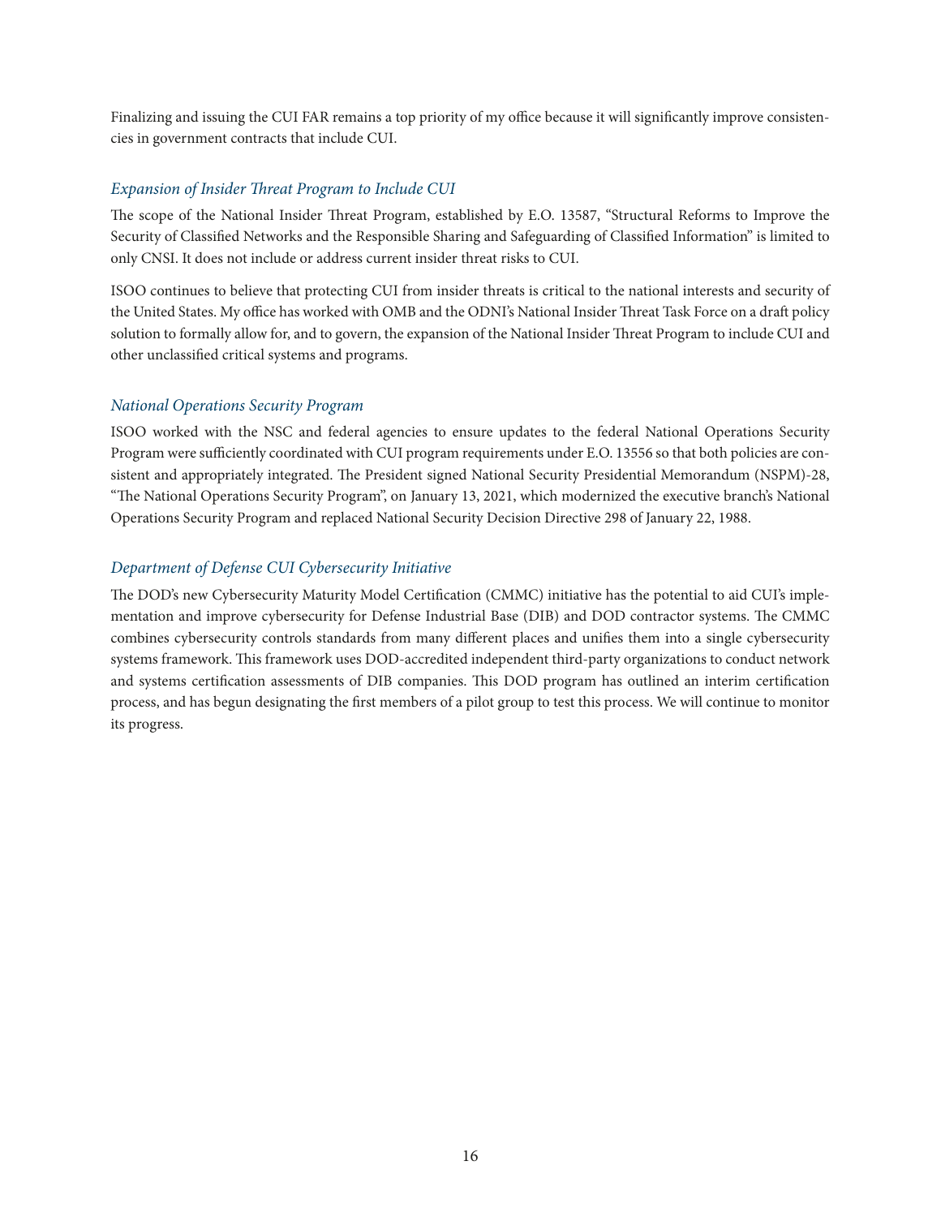Finalizing and issuing the CUI FAR remains a top priority of my office because it will significantly improve consistencies in government contracts that include CUI.

### *Expansion of Insider Threat Program to Include CUI*

The scope of the National Insider Threat Program, established by E.O. 13587, "Structural Reforms to Improve the Security of Classified Networks and the Responsible Sharing and Safeguarding of Classified Information" is limited to only CNSI. It does not include or address current insider threat risks to CUI.

ISOO continues to believe that protecting CUI from insider threats is critical to the national interests and security of the United States. My office has worked with OMB and the ODNI's National Insider Threat Task Force on a draft policy solution to formally allow for, and to govern, the expansion of the National Insider Threat Program to include CUI and other unclassified critical systems and programs.

### *National Operations Security Program*

ISOO worked with the NSC and federal agencies to ensure updates to the federal National Operations Security Program were sufficiently coordinated with CUI program requirements under E.O. 13556 so that both policies are consistent and appropriately integrated. The President signed National Security Presidential Memorandum (NSPM)-28, "The National Operations Security Program", on January 13, 2021, which modernized the executive branch's National Operations Security Program and replaced National Security Decision Directive 298 of January 22, 1988.

### *Department of Defense CUI Cybersecurity Initiative*

The DOD's new Cybersecurity Maturity Model Certification (CMMC) initiative has the potential to aid CUI's implementation and improve cybersecurity for Defense Industrial Base (DIB) and DOD contractor systems. The CMMC combines cybersecurity controls standards from many different places and unifies them into a single cybersecurity systems framework. This framework uses DOD-accredited independent third-party organizations to conduct network and systems certification assessments of DIB companies. This DOD program has outlined an interim certification process, and has begun designating the first members of a pilot group to test this process. We will continue to monitor its progress.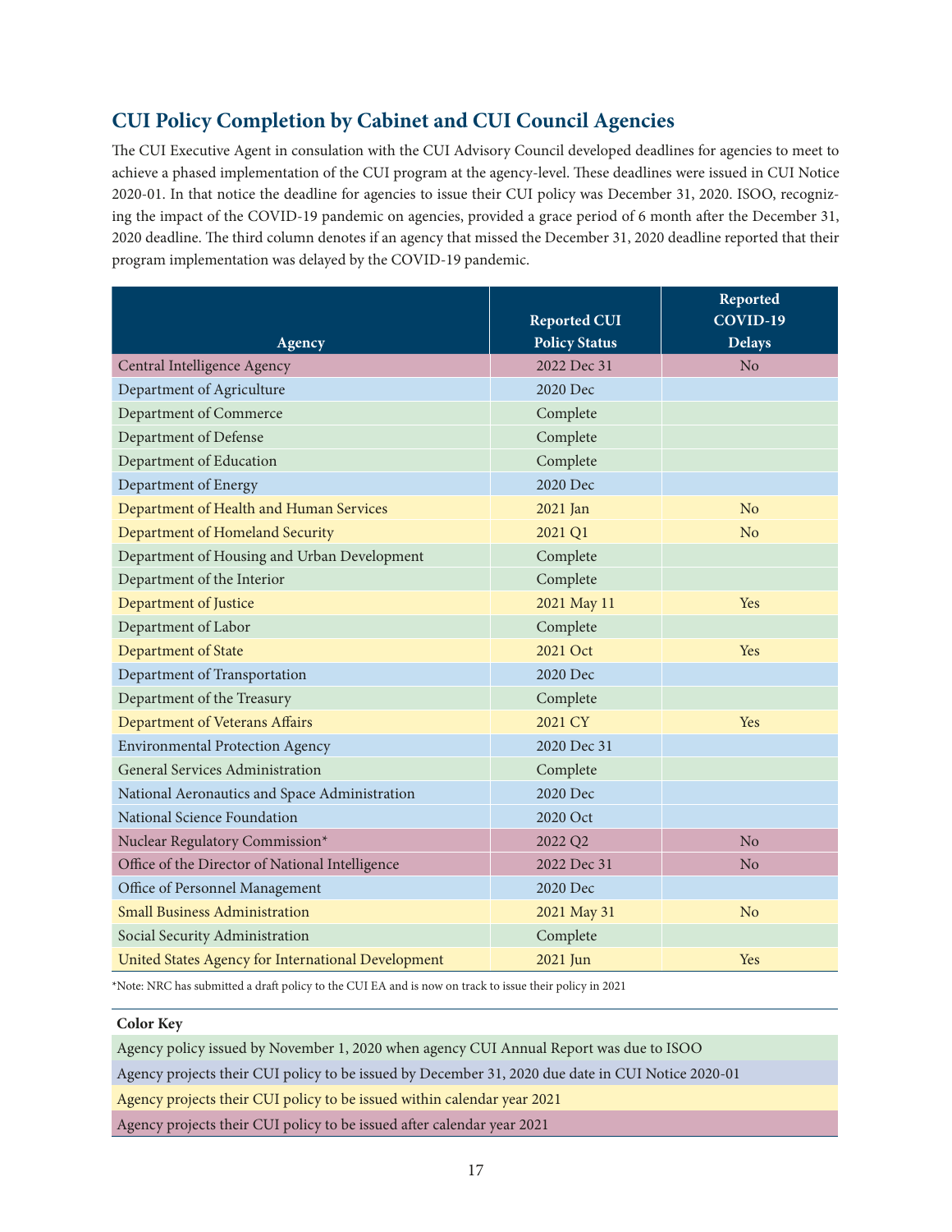## CUI Policy Completion by Cabinet and CUI Council Agencies

The CUI Executive Agent in consulation with the CUI Advisory Council developed deadlines for agencies to meet to achieve a phased implementation of the CUI program at the agency-level. These deadlines were issued in CUI Notice 2020-01. In that notice the deadline for agencies to issue their CUI policy was December 31, 2020. ISOO, recognizing the impact of the COVID-19 pandemic on agencies, provided a grace period of 6 month after the December 31, 2020 deadline. The third column denotes if an agency that missed the December 31, 2020 deadline reported that their program implementation was delayed by the COVID-19 pandemic.

| Agency | Reported CUI Policy Status | Reported COVID-19 Delays |
|---|---|---|
| Central Intelligence Agency | 2022 Dec 31 | No |
| Department of Agriculture | 2020 Dec | |
| Department of Commerce | Complete | |
| Department of Defense | Complete | |
| Department of Education | Complete | |
| Department of Energy | 2020 Dec | |
| Department of Health and Human Services | 2021 Jan | No |
| Department of Homeland Security | 2021 Q1 | No |
| Department of Housing and Urban Development | Complete | |
| Department of the Interior | Complete | |
| Department of Justice | 2021 May 11 | Yes |
| Department of Labor | Complete | |
| Department of State | 2021 Oct | Yes |
| Department of Transportation | 2020 Dec | |
| Department of the Treasury | Complete | |
| Department of Veterans Affairs | 2021 CY | Yes |
| Environmental Protection Agency | 2020 Dec 31 | |
| General Services Administration | Complete | |
| National Aeronautics and Space Administration | 2020 Dec | |
| National Science Foundation | 2020 Oct | |
| Nuclear Regulatory Commission* | 2022 Q2 | No |
| Office of the Director of National Intelligence | 2022 Dec 31 | No |
| Office of Personnel Management | 2020 Dec | |
| Small Business Administration | 2021 May 31 | No |
| Social Security Administration | Complete | |
| United States Agency for International Development | 2021 Jun | Yes |

*Note: NRC has submitted a draft policy to the CUI EA and is now on track to issue their policy in 2021

**Color Key**

- Agency policy issued by November 1, 2020 when agency CUI Annual Report was due to ISOO
- Agency projects their CUI policy to be issued by December 31, 2020 due date in CUI Notice 2020-01
- Agency projects their CUI policy to be issued within calendar year 2021
- Agency projects their CUI policy to be issued after calendar year 2021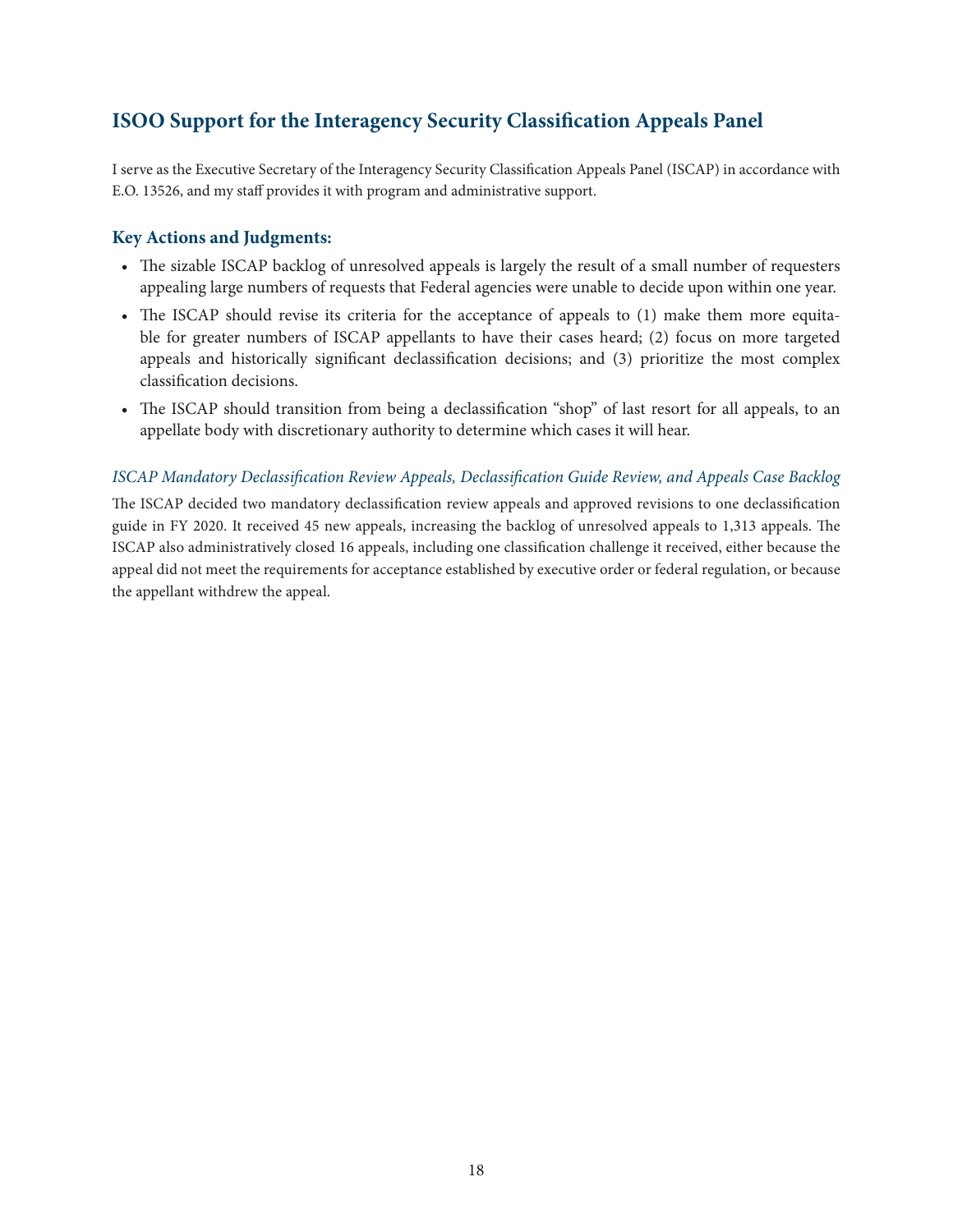## ISOO Support for the Interagency Security Classification Appeals Panel

I serve as the Executive Secretary of the Interagency Security Classification Appeals Panel (ISCAP) in accordance with E.O. 13526, and my staff provides it with program and administrative support.

### Key Actions and Judgments:

- The sizable ISCAP backlog of unresolved appeals is largely the result of a small number of requesters appealing large numbers of requests that Federal agencies were unable to decide upon within one year.
- The ISCAP should revise its criteria for the acceptance of appeals to (1) make them more equitable for greater numbers of ISCAP appellants to have their cases heard; (2) focus on more targeted appeals and historically significant declassification decisions; and (3) prioritize the most complex classification decisions.
- The ISCAP should transition from being a declassification "shop" of last resort for all appeals, to an appellate body with discretionary authority to determine which cases it will hear.

#### *ISCAP Mandatory Declassification Review Appeals, Declassification Guide Review, and Appeals Case Backlog*

The ISCAP decided two mandatory declassification review appeals and approved revisions to one declassification guide in FY 2020. It received 45 new appeals, increasing the backlog of unresolved appeals to 1,313 appeals. The ISCAP also administratively closed 16 appeals, including one classification challenge it received, either because the appeal did not meet the requirements for acceptance established by executive order or federal regulation, or because the appellant withdrew the appeal.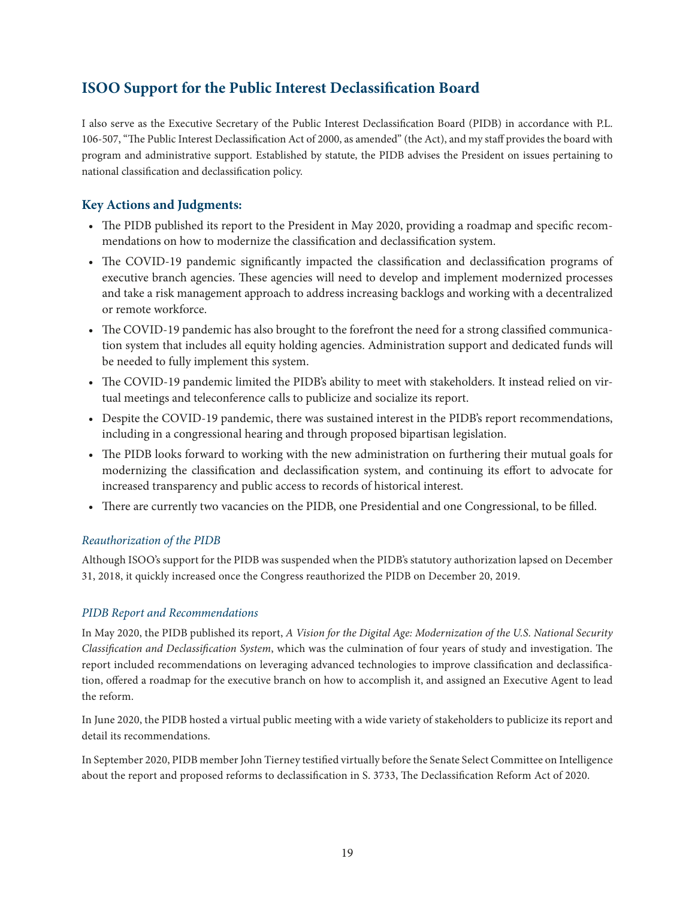## ISOO Support for the Public Interest Declassification Board

I also serve as the Executive Secretary of the Public Interest Declassification Board (PIDB) in accordance with P.L. 106-507, "The Public Interest Declassification Act of 2000, as amended" (the Act), and my staff provides the board with program and administrative support. Established by statute, the PIDB advises the President on issues pertaining to national classification and declassification policy.

### Key Actions and Judgments:

- The PIDB published its report to the President in May 2020, providing a roadmap and specific recommendations on how to modernize the classification and declassification system.
- The COVID-19 pandemic significantly impacted the classification and declassification programs of executive branch agencies. These agencies will need to develop and implement modernized processes and take a risk management approach to address increasing backlogs and working with a decentralized or remote workforce.
- The COVID-19 pandemic has also brought to the forefront the need for a strong classified communication system that includes all equity holding agencies. Administration support and dedicated funds will be needed to fully implement this system.
- The COVID-19 pandemic limited the PIDB's ability to meet with stakeholders. It instead relied on virtual meetings and teleconference calls to publicize and socialize its report.
- Despite the COVID-19 pandemic, there was sustained interest in the PIDB's report recommendations, including in a congressional hearing and through proposed bipartisan legislation.
- The PIDB looks forward to working with the new administration on furthering their mutual goals for modernizing the classification and declassification system, and continuing its effort to advocate for increased transparency and public access to records of historical interest.
- There are currently two vacancies on the PIDB, one Presidential and one Congressional, to be filled.

#### *Reauthorization of the PIDB*

Although ISOO's support for the PIDB was suspended when the PIDB's statutory authorization lapsed on December 31, 2018, it quickly increased once the Congress reauthorized the PIDB on December 20, 2019.

#### *PIDB Report and Recommendations*

In May 2020, the PIDB published its report, *A Vision for the Digital Age: Modernization of the U.S. National Security Classification and Declassification System*, which was the culmination of four years of study and investigation. The report included recommendations on leveraging advanced technologies to improve classification and declassification, offered a roadmap for the executive branch on how to accomplish it, and assigned an Executive Agent to lead the reform.

In June 2020, the PIDB hosted a virtual public meeting with a wide variety of stakeholders to publicize its report and detail its recommendations.

In September 2020, PIDB member John Tierney testified virtually before the Senate Select Committee on Intelligence about the report and proposed reforms to declassification in S. 3733, The Declassification Reform Act of 2020.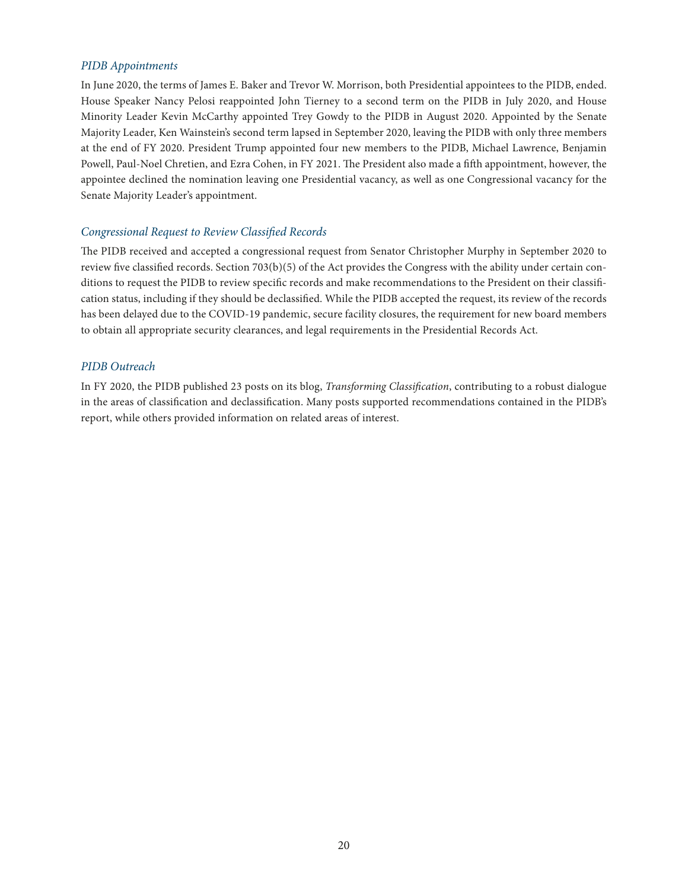### *PIDB Appointments*

In June 2020, the terms of James E. Baker and Trevor W. Morrison, both Presidential appointees to the PIDB, ended. House Speaker Nancy Pelosi reappointed John Tierney to a second term on the PIDB in July 2020, and House Minority Leader Kevin McCarthy appointed Trey Gowdy to the PIDB in August 2020. Appointed by the Senate Majority Leader, Ken Wainstein's second term lapsed in September 2020, leaving the PIDB with only three members at the end of FY 2020. President Trump appointed four new members to the PIDB, Michael Lawrence, Benjamin Powell, Paul-Noel Chretien, and Ezra Cohen, in FY 2021. The President also made a fifth appointment, however, the appointee declined the nomination leaving one Presidential vacancy, as well as one Congressional vacancy for the Senate Majority Leader's appointment.

### *Congressional Request to Review Classified Records*

The PIDB received and accepted a congressional request from Senator Christopher Murphy in September 2020 to review five classified records. Section 703(b)(5) of the Act provides the Congress with the ability under certain conditions to request the PIDB to review specific records and make recommendations to the President on their classification status, including if they should be declassified. While the PIDB accepted the request, its review of the records has been delayed due to the COVID-19 pandemic, secure facility closures, the requirement for new board members to obtain all appropriate security clearances, and legal requirements in the Presidential Records Act.

### *PIDB Outreach*

In FY 2020, the PIDB published 23 posts on its blog, *Transforming Classification*, contributing to a robust dialogue in the areas of classification and declassification. Many posts supported recommendations contained in the PIDB's report, while others provided information on related areas of interest.